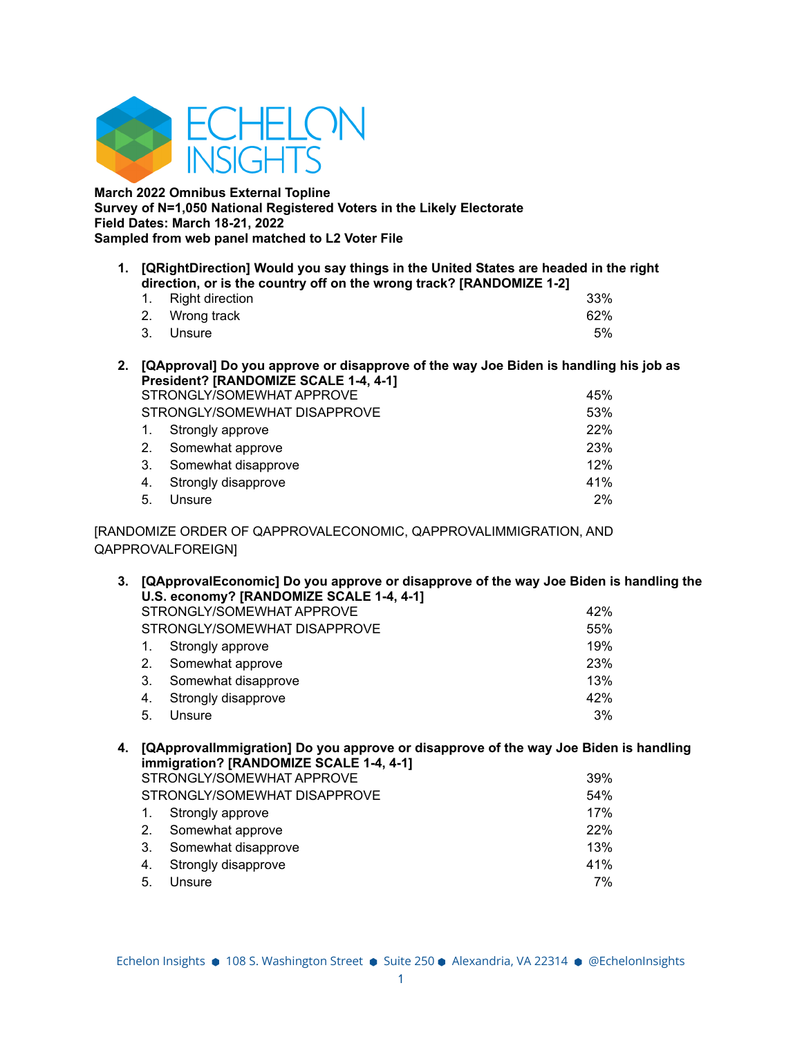**March 2022 Omnibus External Topline**
**Survey of N=1,050 National Registered Voters in the Likely Electorate**
**Field Dates: March 18-21, 2022**
**Sampled from web panel matched to L2 Voter File**

**1. [QRightDirection] Would you say things in the United States are headed in the right direction, or is the country off on the wrong track? [RANDOMIZE 1-2]**

| | |
|---|---|
| 1. Right direction | 33% |
| 2. Wrong track | 62% |
| 3. Unsure | 5% |

**2. [QApproval] Do you approve or disapprove of the way Joe Biden is handling his job as President? [RANDOMIZE SCALE 1-4, 4-1]**

| | |
|---|---|
| STRONGLY/SOMEWHAT APPROVE | 45% |
| STRONGLY/SOMEWHAT DISAPPROVE | 53% |
| 1. Strongly approve | 22% |
| 2. Somewhat approve | 23% |
| 3. Somewhat disapprove | 12% |
| 4. Strongly disapprove | 41% |
| 5. Unsure | 2% |

[RANDOMIZE ORDER OF QAPPROVALECONOMIC, QAPPROVALIMMIGRATION, AND QAPPROVALFOREIGN]

**3. [QApprovalEconomic] Do you approve or disapprove of the way Joe Biden is handling the U.S. economy? [RANDOMIZE SCALE 1-4, 4-1]**

| | |
|---|---|
| STRONGLY/SOMEWHAT APPROVE | 42% |
| STRONGLY/SOMEWHAT DISAPPROVE | 55% |
| 1. Strongly approve | 19% |
| 2. Somewhat approve | 23% |
| 3. Somewhat disapprove | 13% |
| 4. Strongly disapprove | 42% |
| 5. Unsure | 3% |

**4. [QApprovalImmigration] Do you approve or disapprove of the way Joe Biden is handling immigration? [RANDOMIZE SCALE 1-4, 4-1]**

| | |
|---|---|
| STRONGLY/SOMEWHAT APPROVE | 39% |
| STRONGLY/SOMEWHAT DISAPPROVE | 54% |
| 1. Strongly approve | 17% |
| 2. Somewhat approve | 22% |
| 3. Somewhat disapprove | 13% |
| 4. Strongly disapprove | 41% |
| 5. Unsure | 7% |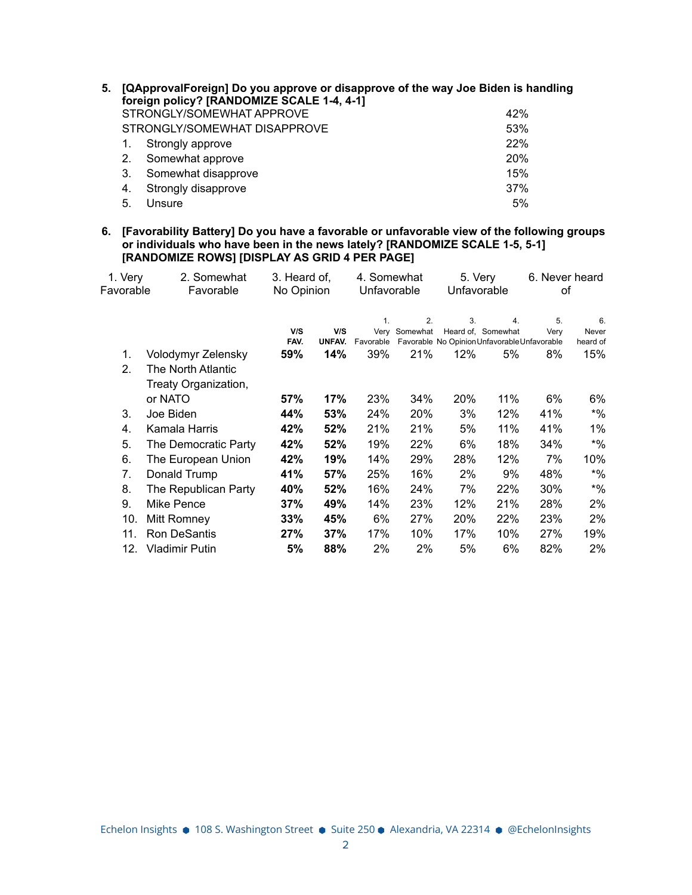**5. [QApprovalForeign] Do you approve or disapprove of the way Joe Biden is handling foreign policy? [RANDOMIZE SCALE 1-4, 4-1]**

| | |
|---|---|
| STRONGLY/SOMEWHAT APPROVE | 42% |
| STRONGLY/SOMEWHAT DISAPPROVE | 53% |
| 1. Strongly approve | 22% |
| 2. Somewhat approve | 20% |
| 3. Somewhat disapprove | 15% |
| 4. Strongly disapprove | 37% |
| 5. Unsure | 5% |

**6. [Favorability Battery] Do you have a favorable or unfavorable view of the following groups or individuals who have been in the news lately? [RANDOMIZE SCALE 1-5, 5-1] [RANDOMIZE ROWS] [DISPLAY AS GRID 4 PER PAGE]**

1. Very Favorable — 2. Somewhat Favorable — 3. Heard of, No Opinion — 4. Somewhat Unfavorable — 5. Very Unfavorable — 6. Never heard of

| | | V/S FAV. | V/S UNFAV. | 1. Very Favorable | 2. Somewhat Favorable | 3. Heard of, No Opinion | 4. Somewhat Unfavorable | 5. Very Unfavorable | 6. Never heard of |
|---|---|---|---|---|---|---|---|---|---|
| 1. | Volodymyr Zelensky | **59%** | **14%** | 39% | 21% | 12% | 5% | 8% | 15% |
| 2. | The North Atlantic Treaty Organization, or NATO | **57%** | **17%** | 23% | 34% | 20% | 11% | 6% | 6% |
| 3. | Joe Biden | **44%** | **53%** | 24% | 20% | 3% | 12% | 41% | *% |
| 4. | Kamala Harris | **42%** | **52%** | 21% | 21% | 5% | 11% | 41% | 1% |
| 5. | The Democratic Party | **42%** | **52%** | 19% | 22% | 6% | 18% | 34% | *% |
| 6. | The European Union | **42%** | **19%** | 14% | 29% | 28% | 12% | 7% | 10% |
| 7. | Donald Trump | **41%** | **57%** | 25% | 16% | 2% | 9% | 48% | *% |
| 8. | The Republican Party | **40%** | **52%** | 16% | 24% | 7% | 22% | 30% | *% |
| 9. | Mike Pence | **37%** | **49%** | 14% | 23% | 12% | 21% | 28% | 2% |
| 10. | Mitt Romney | **33%** | **45%** | 6% | 27% | 20% | 22% | 23% | 2% |
| 11. | Ron DeSantis | **27%** | **37%** | 17% | 10% | 17% | 10% | 27% | 19% |
| 12. | Vladimir Putin | **5%** | **88%** | 2% | 2% | 5% | 6% | 82% | 2% |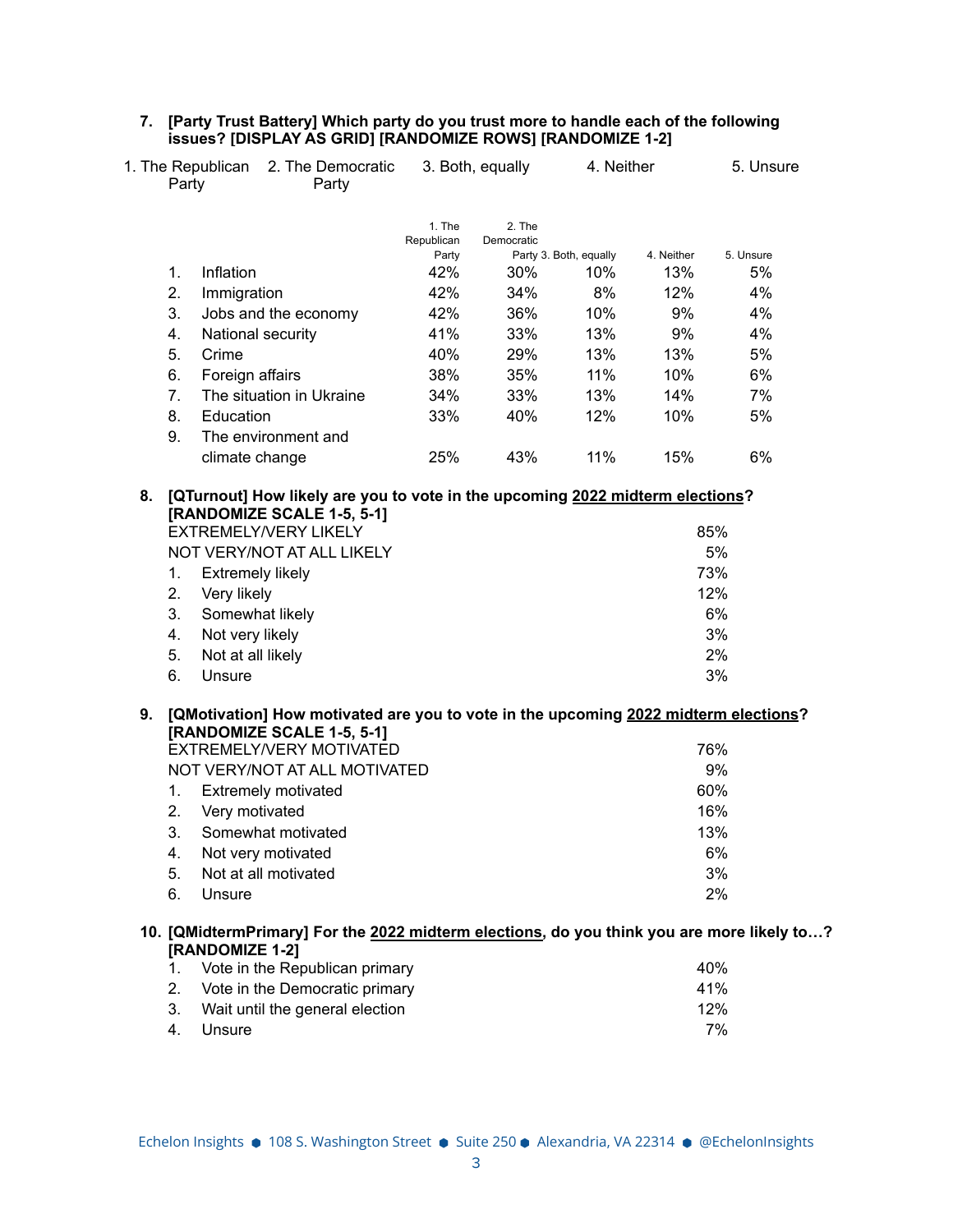**7. [Party Trust Battery] Which party do you trust more to handle each of the following issues? [DISPLAY AS GRID] [RANDOMIZE ROWS] [RANDOMIZE 1-2]**

1. The Republican Party 2. The Democratic Party 3. Both, equally 4. Neither 5. Unsure

| | 1. The Republican Party | 2. The Democratic Party | 3. Both, equally | 4. Neither | 5. Unsure |
|---|---|---|---|---|---|
| 1. Inflation | 42% | 30% | 10% | 13% | 5% |
| 2. Immigration | 42% | 34% | 8% | 12% | 4% |
| 3. Jobs and the economy | 42% | 36% | 10% | 9% | 4% |
| 4. National security | 41% | 33% | 13% | 9% | 4% |
| 5. Crime | 40% | 29% | 13% | 13% | 5% |
| 6. Foreign affairs | 38% | 35% | 11% | 10% | 6% |
| 7. The situation in Ukraine | 34% | 33% | 13% | 14% | 7% |
| 8. Education | 33% | 40% | 12% | 10% | 5% |
| 9. The environment and climate change | 25% | 43% | 11% | 15% | 6% |

**8. [QTurnout] How likely are you to vote in the upcoming 2022 midterm elections? [RANDOMIZE SCALE 1-5, 5-1]**

| | |
|---|---|
| EXTREMELY/VERY LIKELY | 85% |
| NOT VERY/NOT AT ALL LIKELY | 5% |
| 1. Extremely likely | 73% |
| 2. Very likely | 12% |
| 3. Somewhat likely | 6% |
| 4. Not very likely | 3% |
| 5. Not at all likely | 2% |
| 6. Unsure | 3% |

**9. [QMotivation] How motivated are you to vote in the upcoming 2022 midterm elections? [RANDOMIZE SCALE 1-5, 5-1]**

| | |
|---|---|
| EXTREMELY/VERY MOTIVATED | 76% |
| NOT VERY/NOT AT ALL MOTIVATED | 9% |
| 1. Extremely motivated | 60% |
| 2. Very motivated | 16% |
| 3. Somewhat motivated | 13% |
| 4. Not very motivated | 6% |
| 5. Not at all motivated | 3% |
| 6. Unsure | 2% |

**10. [QMidtermPrimary] For the 2022 midterm elections, do you think you are more likely to…? [RANDOMIZE 1-2]**

| | |
|---|---|
| 1. Vote in the Republican primary | 40% |
| 2. Vote in the Democratic primary | 41% |
| 3. Wait until the general election | 12% |
| 4. Unsure | 7% |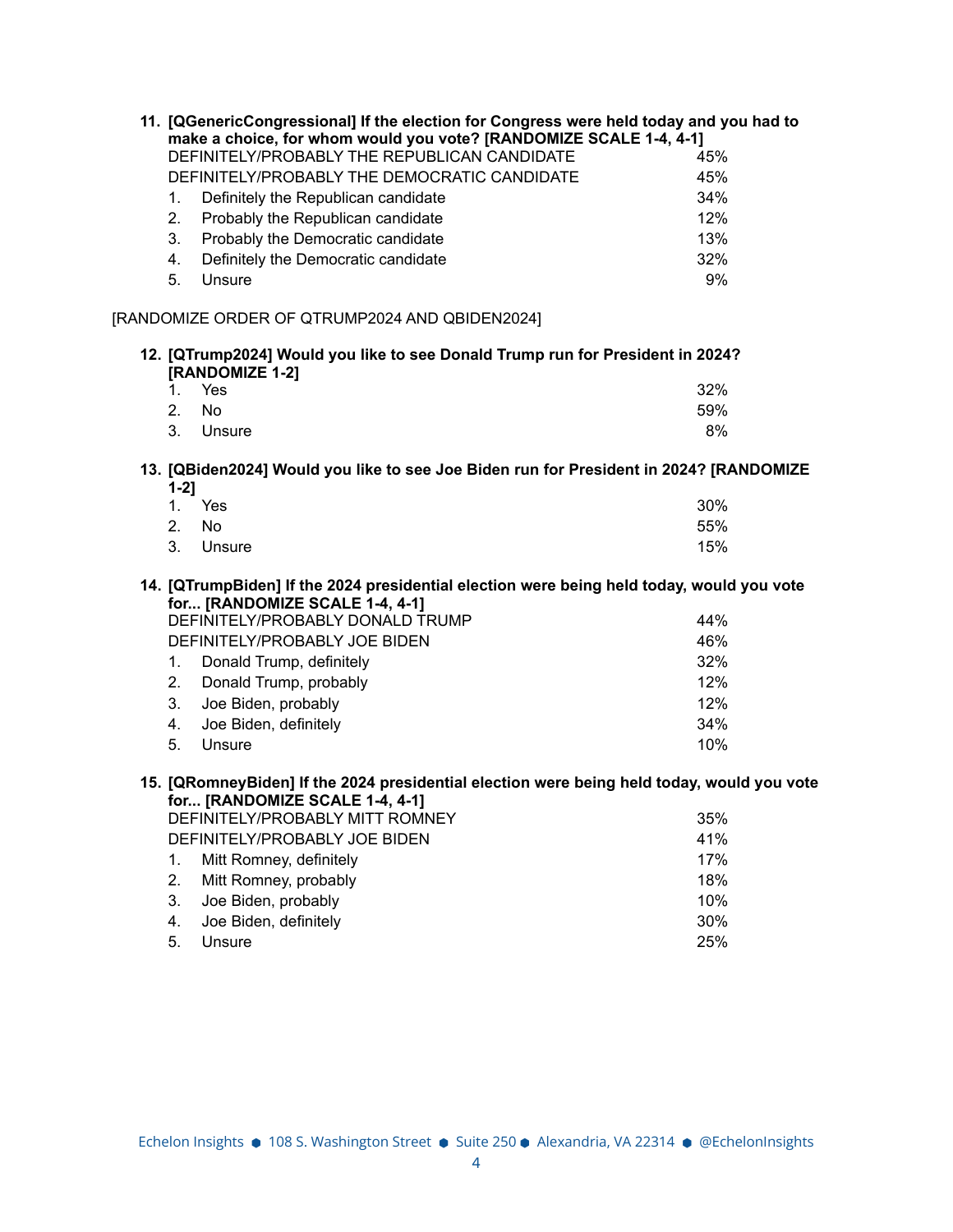**11. [QGenericCongressional] If the election for Congress were held today and you had to make a choice, for whom would you vote? [RANDOMIZE SCALE 1-4, 4-1]**

| | |
|---|---|
| DEFINITELY/PROBABLY THE REPUBLICAN CANDIDATE | 45% |
| DEFINITELY/PROBABLY THE DEMOCRATIC CANDIDATE | 45% |
| 1. Definitely the Republican candidate | 34% |
| 2. Probably the Republican candidate | 12% |
| 3. Probably the Democratic candidate | 13% |
| 4. Definitely the Democratic candidate | 32% |
| 5. Unsure | 9% |

[RANDOMIZE ORDER OF QTRUMP2024 AND QBIDEN2024]

**12. [QTrump2024] Would you like to see Donald Trump run for President in 2024? [RANDOMIZE 1-2]**

| | |
|---|---|
| 1. Yes | 32% |
| 2. No | 59% |
| 3. Unsure | 8% |

**13. [QBiden2024] Would you like to see Joe Biden run for President in 2024? [RANDOMIZE 1-2]**

| | |
|---|---|
| 1. Yes | 30% |
| 2. No | 55% |
| 3. Unsure | 15% |

**14. [QTrumpBiden] If the 2024 presidential election were being held today, would you vote for... [RANDOMIZE SCALE 1-4, 4-1]**

| | |
|---|---|
| DEFINITELY/PROBABLY DONALD TRUMP | 44% |
| DEFINITELY/PROBABLY JOE BIDEN | 46% |
| 1. Donald Trump, definitely | 32% |
| 2. Donald Trump, probably | 12% |
| 3. Joe Biden, probably | 12% |
| 4. Joe Biden, definitely | 34% |
| 5. Unsure | 10% |

**15. [QRomneyBiden] If the 2024 presidential election were being held today, would you vote for... [RANDOMIZE SCALE 1-4, 4-1]**

| | |
|---|---|
| DEFINITELY/PROBABLY MITT ROMNEY | 35% |
| DEFINITELY/PROBABLY JOE BIDEN | 41% |
| 1. Mitt Romney, definitely | 17% |
| 2. Mitt Romney, probably | 18% |
| 3. Joe Biden, probably | 10% |
| 4. Joe Biden, definitely | 30% |
| 5. Unsure | 25% |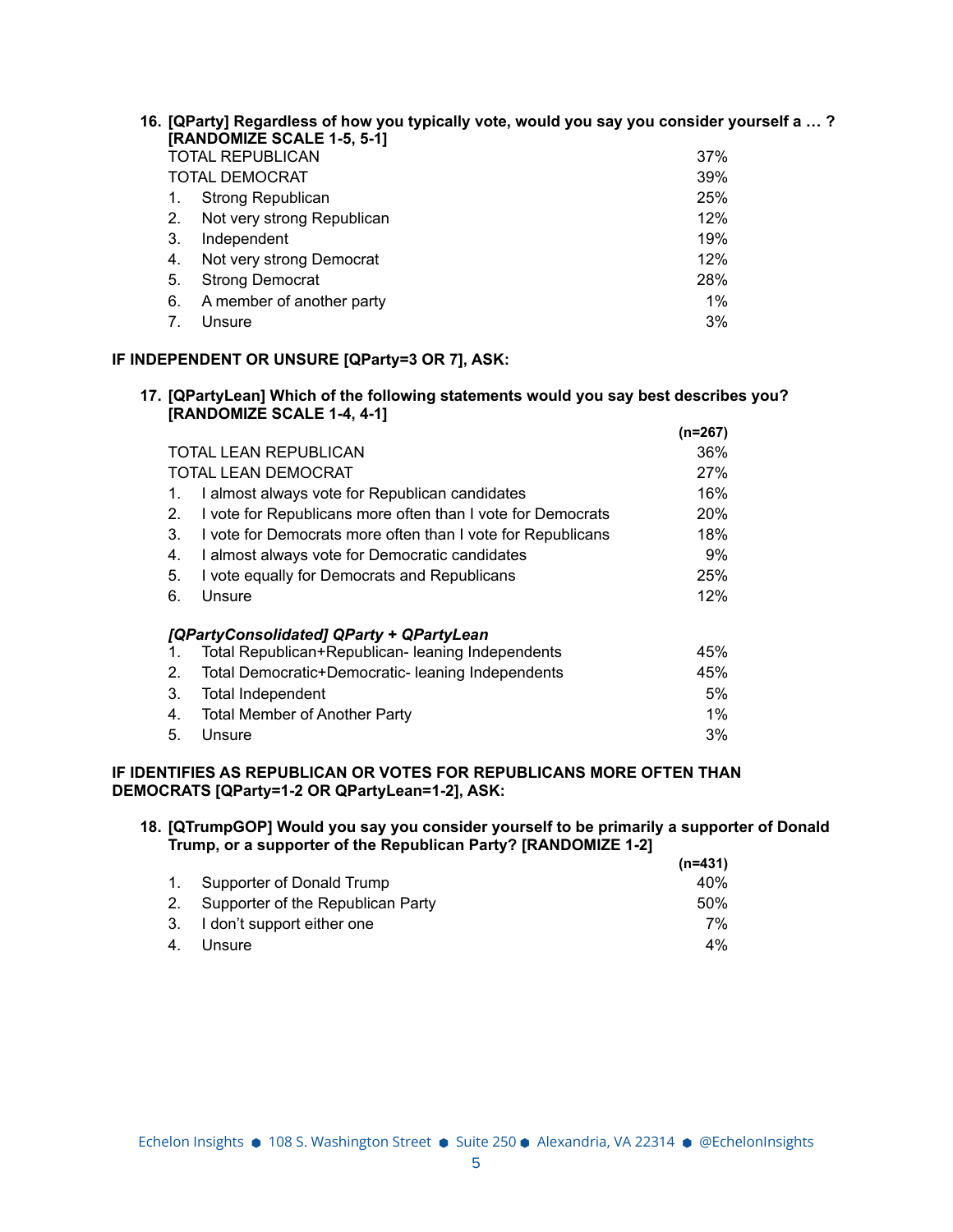**16. [QParty] Regardless of how you typically vote, would you say you consider yourself a … ? [RANDOMIZE SCALE 1-5, 5-1]**

| | |
|---|---|
| TOTAL REPUBLICAN | 37% |
| TOTAL DEMOCRAT | 39% |
| 1. Strong Republican | 25% |
| 2. Not very strong Republican | 12% |
| 3. Independent | 19% |
| 4. Not very strong Democrat | 12% |
| 5. Strong Democrat | 28% |
| 6. A member of another party | 1% |
| 7. Unsure | 3% |

**IF INDEPENDENT OR UNSURE [QParty=3 OR 7], ASK:**

**17. [QPartyLean] Which of the following statements would you say best describes you? [RANDOMIZE SCALE 1-4, 4-1]**

| | (n=267) |
|---|---|
| TOTAL LEAN REPUBLICAN | 36% |
| TOTAL LEAN DEMOCRAT | 27% |
| 1. I almost always vote for Republican candidates | 16% |
| 2. I vote for Republicans more often than I vote for Democrats | 20% |
| 3. I vote for Democrats more often than I vote for Republicans | 18% |
| 4. I almost always vote for Democratic candidates | 9% |
| 5. I vote equally for Democrats and Republicans | 25% |
| 6. Unsure | 12% |

***[QPartyConsolidated] QParty + QPartyLean***

| | |
|---|---|
| 1. Total Republican+Republican- leaning Independents | 45% |
| 2. Total Democratic+Democratic- leaning Independents | 45% |
| 3. Total Independent | 5% |
| 4. Total Member of Another Party | 1% |
| 5. Unsure | 3% |

**IF IDENTIFIES AS REPUBLICAN OR VOTES FOR REPUBLICANS MORE OFTEN THAN DEMOCRATS [QParty=1-2 OR QPartyLean=1-2], ASK:**

**18. [QTrumpGOP] Would you say you consider yourself to be primarily a supporter of Donald Trump, or a supporter of the Republican Party? [RANDOMIZE 1-2]**

| | (n=431) |
|---|---|
| 1. Supporter of Donald Trump | 40% |
| 2. Supporter of the Republican Party | 50% |
| 3. I don't support either one | 7% |
| 4. Unsure | 4% |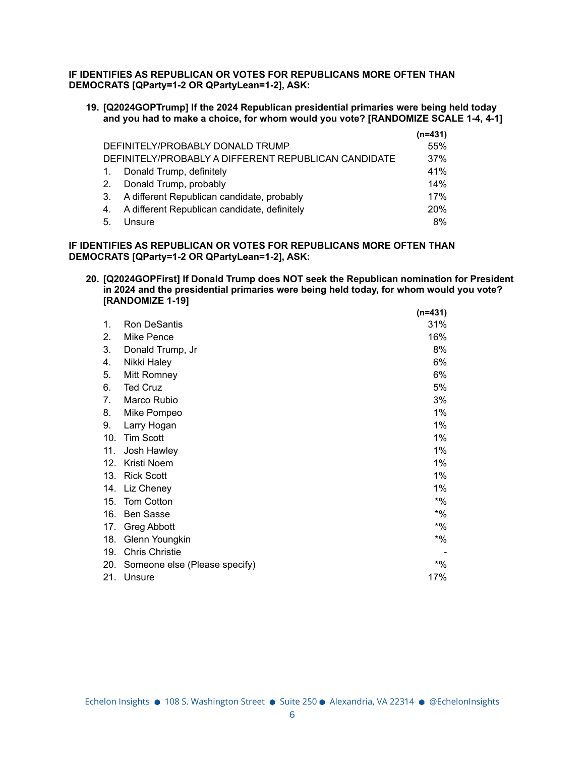**IF IDENTIFIES AS REPUBLICAN OR VOTES FOR REPUBLICANS MORE OFTEN THAN DEMOCRATS [QParty=1-2 OR QPartyLean=1-2], ASK:**

**19. [Q2024GOPTrump] If the 2024 Republican presidential primaries were being held today and you had to make a choice, for whom would you vote? [RANDOMIZE SCALE 1-4, 4-1]**

| | (n=431) |
|---|---|
| DEFINITELY/PROBABLY DONALD TRUMP | 55% |
| DEFINITELY/PROBABLY A DIFFERENT REPUBLICAN CANDIDATE | 37% |
| 1. Donald Trump, definitely | 41% |
| 2. Donald Trump, probably | 14% |
| 3. A different Republican candidate, probably | 17% |
| 4. A different Republican candidate, definitely | 20% |
| 5. Unsure | 8% |

**IF IDENTIFIES AS REPUBLICAN OR VOTES FOR REPUBLICANS MORE OFTEN THAN DEMOCRATS [QParty=1-2 OR QPartyLean=1-2], ASK:**

**20. [Q2024GOPFirst] If Donald Trump does NOT seek the Republican nomination for President in 2024 and the presidential primaries were being held today, for whom would you vote? [RANDOMIZE 1-19]**

| | (n=431) |
|---|---|
| 1. Ron DeSantis | 31% |
| 2. Mike Pence | 16% |
| 3. Donald Trump, Jr | 8% |
| 4. Nikki Haley | 6% |
| 5. Mitt Romney | 6% |
| 6. Ted Cruz | 5% |
| 7. Marco Rubio | 3% |
| 8. Mike Pompeo | 1% |
| 9. Larry Hogan | 1% |
| 10. Tim Scott | 1% |
| 11. Josh Hawley | 1% |
| 12. Kristi Noem | 1% |
| 13. Rick Scott | 1% |
| 14. Liz Cheney | 1% |
| 15. Tom Cotton | *% |
| 16. Ben Sasse | *% |
| 17. Greg Abbott | *% |
| 18. Glenn Youngkin | *% |
| 19. Chris Christie | - |
| 20. Someone else (Please specify) | *% |
| 21. Unsure | 17% |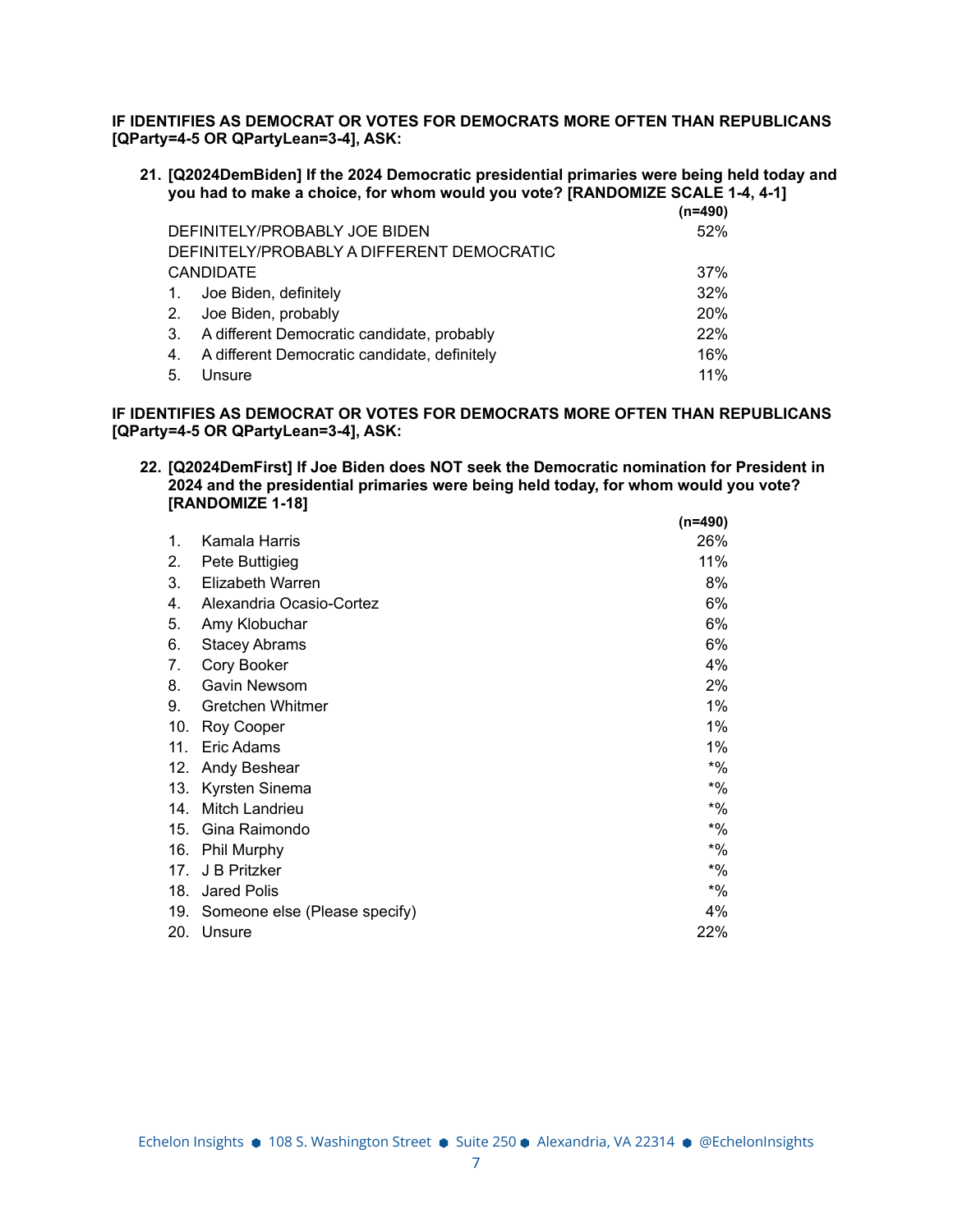**IF IDENTIFIES AS DEMOCRAT OR VOTES FOR DEMOCRATS MORE OFTEN THAN REPUBLICANS [QParty=4-5 OR QPartyLean=3-4], ASK:**

**21. [Q2024DemBiden] If the 2024 Democratic presidential primaries were being held today and you had to make a choice, for whom would you vote? [RANDOMIZE SCALE 1-4, 4-1]**

| | (n=490) |
|---|---|
| DEFINITELY/PROBABLY JOE BIDEN | 52% |
| DEFINITELY/PROBABLY A DIFFERENT DEMOCRATIC CANDIDATE | 37% |
| 1. Joe Biden, definitely | 32% |
| 2. Joe Biden, probably | 20% |
| 3. A different Democratic candidate, probably | 22% |
| 4. A different Democratic candidate, definitely | 16% |
| 5. Unsure | 11% |

**IF IDENTIFIES AS DEMOCRAT OR VOTES FOR DEMOCRATS MORE OFTEN THAN REPUBLICANS [QParty=4-5 OR QPartyLean=3-4], ASK:**

**22. [Q2024DemFirst] If Joe Biden does NOT seek the Democratic nomination for President in 2024 and the presidential primaries were being held today, for whom would you vote? [RANDOMIZE 1-18]**

| | (n=490) |
|---|---|
| 1. Kamala Harris | 26% |
| 2. Pete Buttigieg | 11% |
| 3. Elizabeth Warren | 8% |
| 4. Alexandria Ocasio-Cortez | 6% |
| 5. Amy Klobuchar | 6% |
| 6. Stacey Abrams | 6% |
| 7. Cory Booker | 4% |
| 8. Gavin Newsom | 2% |
| 9. Gretchen Whitmer | 1% |
| 10. Roy Cooper | 1% |
| 11. Eric Adams | 1% |
| 12. Andy Beshear | *% |
| 13. Kyrsten Sinema | *% |
| 14. Mitch Landrieu | *% |
| 15. Gina Raimondo | *% |
| 16. Phil Murphy | *% |
| 17. J B Pritzker | *% |
| 18. Jared Polis | *% |
| 19. Someone else (Please specify) | 4% |
| 20. Unsure | 22% |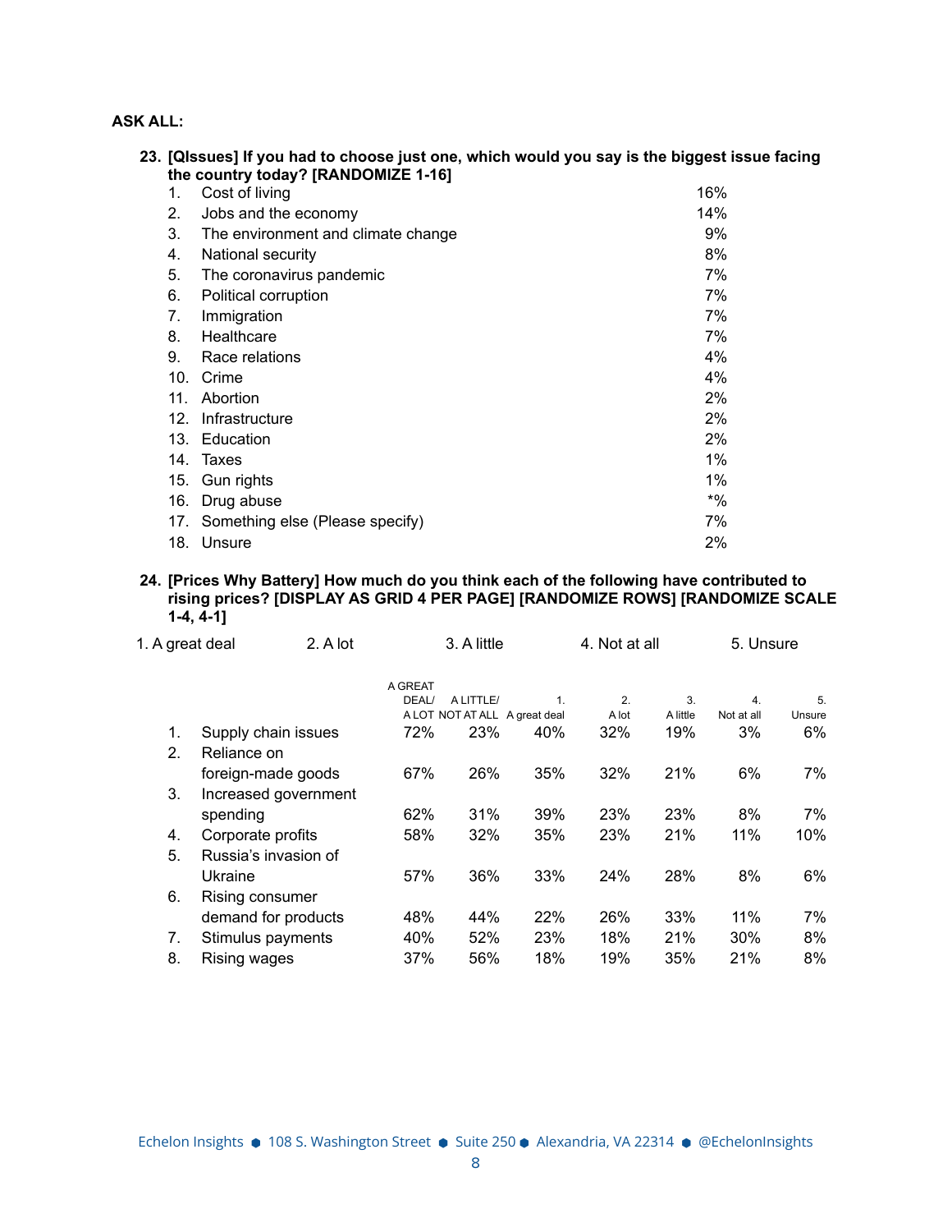**ASK ALL:**

**23. [QIssues] If you had to choose just one, which would you say is the biggest issue facing the country today? [RANDOMIZE 1-16]**

| | | |
|---|---|---|
| 1. | Cost of living | 16% |
| 2. | Jobs and the economy | 14% |
| 3. | The environment and climate change | 9% |
| 4. | National security | 8% |
| 5. | The coronavirus pandemic | 7% |
| 6. | Political corruption | 7% |
| 7. | Immigration | 7% |
| 8. | Healthcare | 7% |
| 9. | Race relations | 4% |
| 10. | Crime | 4% |
| 11. | Abortion | 2% |
| 12. | Infrastructure | 2% |
| 13. | Education | 2% |
| 14. | Taxes | 1% |
| 15. | Gun rights | 1% |
| 16. | Drug abuse | *% |
| 17. | Something else (Please specify) | 7% |
| 18. | Unsure | 2% |

**24. [Prices Why Battery] How much do you think each of the following have contributed to rising prices? [DISPLAY AS GRID 4 PER PAGE] [RANDOMIZE ROWS] [RANDOMIZE SCALE 1-4, 4-1]**

1. A great deal 2. A lot 3. A little 4. Not at all 5. Unsure

| | | A GREAT DEAL/ A LOT | A LITTLE/ NOT AT ALL | 1. A great deal | 2. A lot | 3. A little | 4. Not at all | 5. Unsure |
|---|---|---|---|---|---|---|---|---|
| 1. | Supply chain issues | 72% | 23% | 40% | 32% | 19% | 3% | 6% |
| 2. | Reliance on foreign-made goods | 67% | 26% | 35% | 32% | 21% | 6% | 7% |
| 3. | Increased government spending | 62% | 31% | 39% | 23% | 23% | 8% | 7% |
| 4. | Corporate profits | 58% | 32% | 35% | 23% | 21% | 11% | 10% |
| 5. | Russia's invasion of Ukraine | 57% | 36% | 33% | 24% | 28% | 8% | 6% |
| 6. | Rising consumer demand for products | 48% | 44% | 22% | 26% | 33% | 11% | 7% |
| 7. | Stimulus payments | 40% | 52% | 23% | 18% | 21% | 30% | 8% |
| 8. | Rising wages | 37% | 56% | 18% | 19% | 35% | 21% | 8% |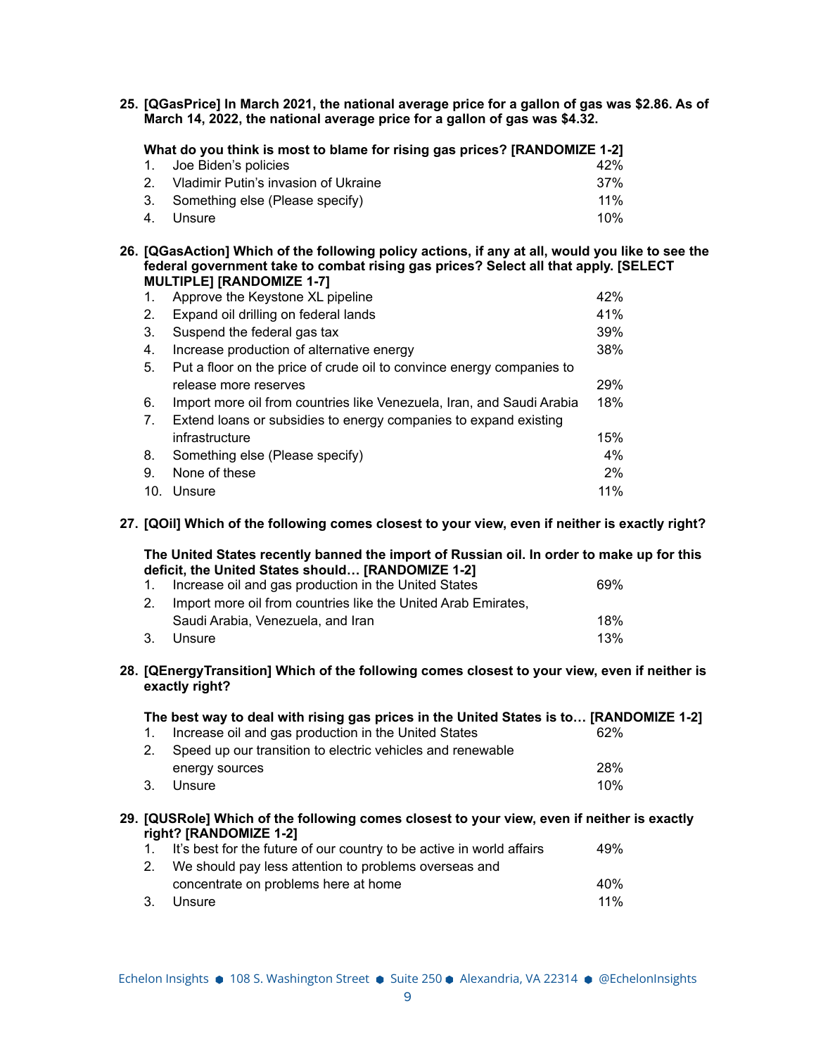**25. [QGasPrice] In March 2021, the national average price for a gallon of gas was $2.86. As of March 14, 2022, the national average price for a gallon of gas was $4.32.**

**What do you think is most to blame for rising gas prices? [RANDOMIZE 1-2]**

| | | |
|---|---|---|
| 1. | Joe Biden's policies | 42% |
| 2. | Vladimir Putin's invasion of Ukraine | 37% |
| 3. | Something else (Please specify) | 11% |
| 4. | Unsure | 10% |

**26. [QGasAction] Which of the following policy actions, if any at all, would you like to see the federal government take to combat rising gas prices? Select all that apply. [SELECT MULTIPLE] [RANDOMIZE 1-7]**

| | | |
|---|---|---|
| 1. | Approve the Keystone XL pipeline | 42% |
| 2. | Expand oil drilling on federal lands | 41% |
| 3. | Suspend the federal gas tax | 39% |
| 4. | Increase production of alternative energy | 38% |
| 5. | Put a floor on the price of crude oil to convince energy companies to release more reserves | 29% |
| 6. | Import more oil from countries like Venezuela, Iran, and Saudi Arabia | 18% |
| 7. | Extend loans or subsidies to energy companies to expand existing infrastructure | 15% |
| 8. | Something else (Please specify) | 4% |
| 9. | None of these | 2% |
| 10. | Unsure | 11% |

**27. [QOil] Which of the following comes closest to your view, even if neither is exactly right?**

**The United States recently banned the import of Russian oil. In order to make up for this deficit, the United States should… [RANDOMIZE 1-2]**

| | | |
|---|---|---|
| 1. | Increase oil and gas production in the United States | 69% |
| 2. | Import more oil from countries like the United Arab Emirates, Saudi Arabia, Venezuela, and Iran | 18% |
| 3. | Unsure | 13% |

**28. [QEnergyTransition] Which of the following comes closest to your view, even if neither is exactly right?**

**The best way to deal with rising gas prices in the United States is to… [RANDOMIZE 1-2]**

| | | |
|---|---|---|
| 1. | Increase oil and gas production in the United States | 62% |
| 2. | Speed up our transition to electric vehicles and renewable energy sources | 28% |
| 3. | Unsure | 10% |

**29. [QUSRole] Which of the following comes closest to your view, even if neither is exactly right? [RANDOMIZE 1-2]**

| | | |
|---|---|---|
| 1. | It's best for the future of our country to be active in world affairs | 49% |
| 2. | We should pay less attention to problems overseas and concentrate on problems here at home | 40% |
| 3. | Unsure | 11% |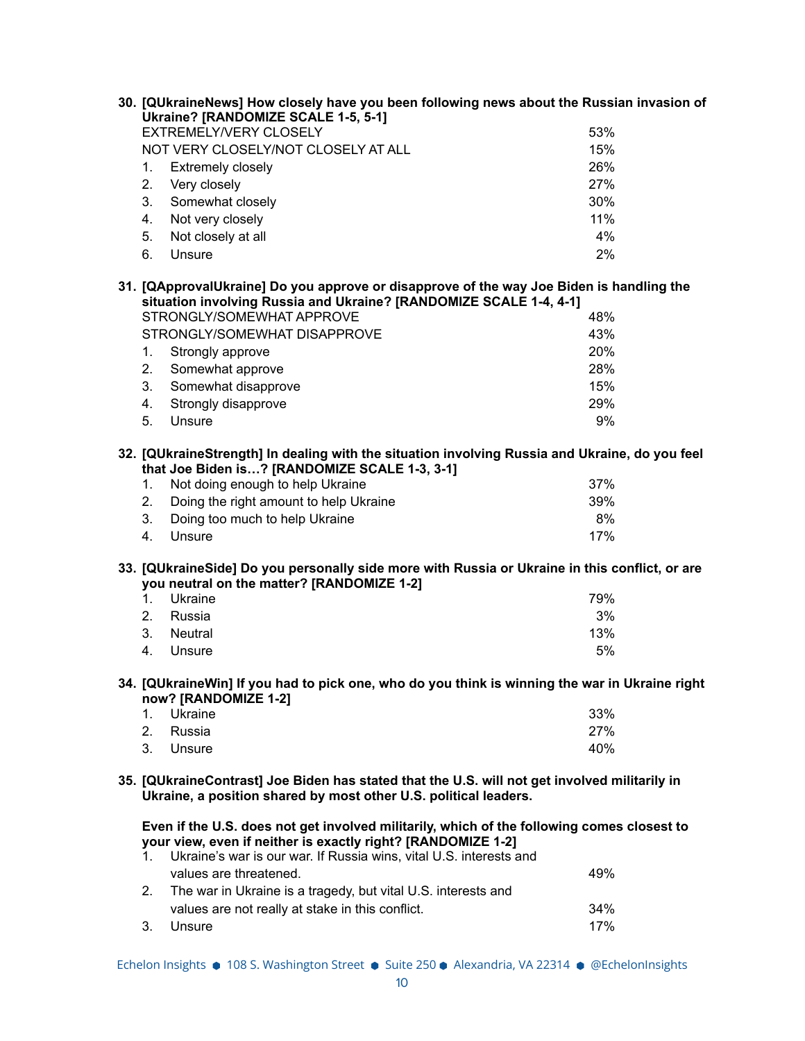**30. [QUkraineNews] How closely have you been following news about the Russian invasion of Ukraine? [RANDOMIZE SCALE 1-5, 5-1]**

| | |
|---|---|
| EXTREMELY/VERY CLOSELY | 53% |
| NOT VERY CLOSELY/NOT CLOSELY AT ALL | 15% |
| 1. Extremely closely | 26% |
| 2. Very closely | 27% |
| 3. Somewhat closely | 30% |
| 4. Not very closely | 11% |
| 5. Not closely at all | 4% |
| 6. Unsure | 2% |

**31. [QApprovalUkraine] Do you approve or disapprove of the way Joe Biden is handling the situation involving Russia and Ukraine? [RANDOMIZE SCALE 1-4, 4-1]**

| | |
|---|---|
| STRONGLY/SOMEWHAT APPROVE | 48% |
| STRONGLY/SOMEWHAT DISAPPROVE | 43% |
| 1. Strongly approve | 20% |
| 2. Somewhat approve | 28% |
| 3. Somewhat disapprove | 15% |
| 4. Strongly disapprove | 29% |
| 5. Unsure | 9% |

**32. [QUkraineStrength] In dealing with the situation involving Russia and Ukraine, do you feel that Joe Biden is…? [RANDOMIZE SCALE 1-3, 3-1]**

| | |
|---|---|
| 1. Not doing enough to help Ukraine | 37% |
| 2. Doing the right amount to help Ukraine | 39% |
| 3. Doing too much to help Ukraine | 8% |
| 4. Unsure | 17% |

**33. [QUkraineSide] Do you personally side more with Russia or Ukraine in this conflict, or are you neutral on the matter? [RANDOMIZE 1-2]**

| | |
|---|---|
| 1. Ukraine | 79% |
| 2. Russia | 3% |
| 3. Neutral | 13% |
| 4. Unsure | 5% |

**34. [QUkraineWin] If you had to pick one, who do you think is winning the war in Ukraine right now? [RANDOMIZE 1-2]**

| | |
|---|---|
| 1. Ukraine | 33% |
| 2. Russia | 27% |
| 3. Unsure | 40% |

**35. [QUkraineContrast] Joe Biden has stated that the U.S. will not get involved militarily in Ukraine, a position shared by most other U.S. political leaders.**

**Even if the U.S. does not get involved militarily, which of the following comes closest to your view, even if neither is exactly right? [RANDOMIZE 1-2]**

| | |
|---|---|
| 1. Ukraine's war is our war. If Russia wins, vital U.S. interests and values are threatened. | 49% |
| 2. The war in Ukraine is a tragedy, but vital U.S. interests and values are not really at stake in this conflict. | 34% |
| 3. Unsure | 17% |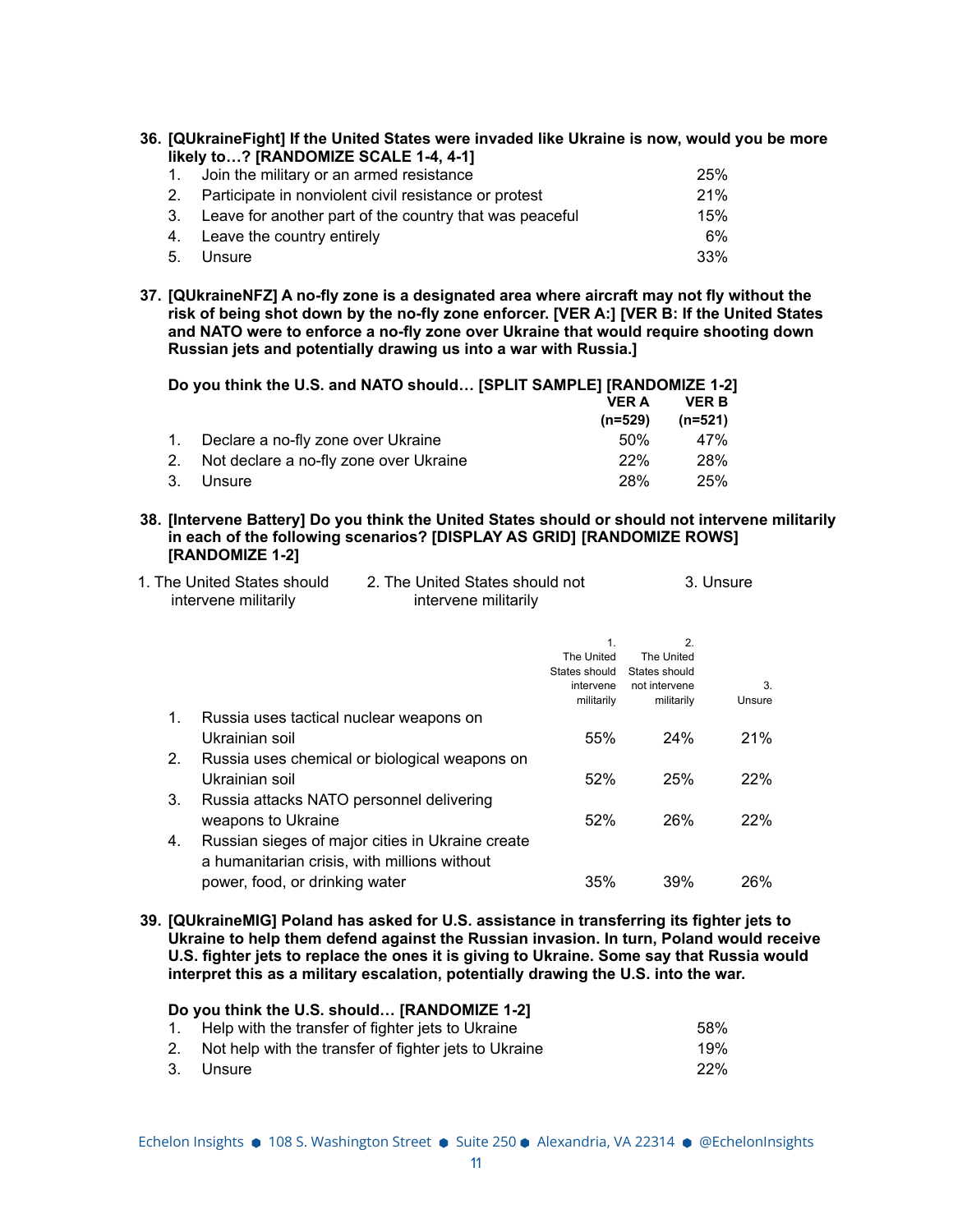**36. [QUkraineFight] If the United States were invaded like Ukraine is now, would you be more likely to…? [RANDOMIZE SCALE 1-4, 4-1]**

| | | |
|---|---|---|
| 1. | Join the military or an armed resistance | 25% |
| 2. | Participate in nonviolent civil resistance or protest | 21% |
| 3. | Leave for another part of the country that was peaceful | 15% |
| 4. | Leave the country entirely | 6% |
| 5. | Unsure | 33% |

**37. [QUkraineNFZ] A no-fly zone is a designated area where aircraft may not fly without the risk of being shot down by the no-fly zone enforcer. [VER A:] [VER B: If the United States and NATO were to enforce a no-fly zone over Ukraine that would require shooting down Russian jets and potentially drawing us into a war with Russia.]**

**Do you think the U.S. and NATO should… [SPLIT SAMPLE] [RANDOMIZE 1-2]**

| | | VER A (n=529) | VER B (n=521) |
|---|---|---|---|
| 1. | Declare a no-fly zone over Ukraine | 50% | 47% |
| 2. | Not declare a no-fly zone over Ukraine | 22% | 28% |
| 3. | Unsure | 28% | 25% |

**38. [Intervene Battery] Do you think the United States should or should not intervene militarily in each of the following scenarios? [DISPLAY AS GRID] [RANDOMIZE ROWS] [RANDOMIZE 1-2]**

1. The United States should intervene militarily
2. The United States should not intervene militarily
3. Unsure

| | | 1. The United States should intervene militarily | 2. The United States should not intervene militarily | 3. Unsure |
|---|---|---|---|---|
| 1. | Russia uses tactical nuclear weapons on Ukrainian soil | 55% | 24% | 21% |
| 2. | Russia uses chemical or biological weapons on Ukrainian soil | 52% | 25% | 22% |
| 3. | Russia attacks NATO personnel delivering weapons to Ukraine | 52% | 26% | 22% |
| 4. | Russian sieges of major cities in Ukraine create a humanitarian crisis, with millions without power, food, or drinking water | 35% | 39% | 26% |

**39. [QUkraineMIG] Poland has asked for U.S. assistance in transferring its fighter jets to Ukraine to help them defend against the Russian invasion. In turn, Poland would receive U.S. fighter jets to replace the ones it is giving to Ukraine. Some say that Russia would interpret this as a military escalation, potentially drawing the U.S. into the war.**

**Do you think the U.S. should… [RANDOMIZE 1-2]**

| | | |
|---|---|---|
| 1. | Help with the transfer of fighter jets to Ukraine | 58% |
| 2. | Not help with the transfer of fighter jets to Ukraine | 19% |
| 3. | Unsure | 22% |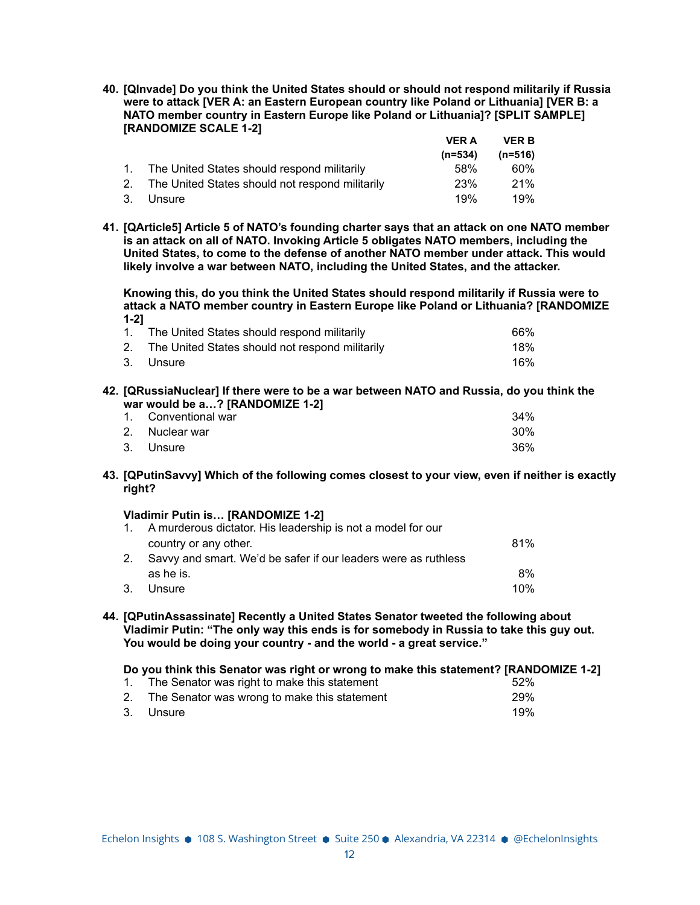**40. [QInvade] Do you think the United States should or should not respond militarily if Russia were to attack [VER A: an Eastern European country like Poland or Lithuania] [VER B: a NATO member country in Eastern Europe like Poland or Lithuania]? [SPLIT SAMPLE] [RANDOMIZE SCALE 1-2]**

| | VER A (n=534) | VER B (n=516) |
|---|---|---|
| 1. The United States should respond militarily | 58% | 60% |
| 2. The United States should not respond militarily | 23% | 21% |
| 3. Unsure | 19% | 19% |

**41. [QArticle5] Article 5 of NATO's founding charter says that an attack on one NATO member is an attack on all of NATO. Invoking Article 5 obligates NATO members, including the United States, to come to the defense of another NATO member under attack. This would likely involve a war between NATO, including the United States, and the attacker.**

**Knowing this, do you think the United States should respond militarily if Russia were to attack a NATO member country in Eastern Europe like Poland or Lithuania? [RANDOMIZE 1-2]**

| | |
|---|---|
| 1. The United States should respond militarily | 66% |
| 2. The United States should not respond militarily | 18% |
| 3. Unsure | 16% |

**42. [QRussiaNuclear] If there were to be a war between NATO and Russia, do you think the war would be a…? [RANDOMIZE 1-2]**

| | |
|---|---|
| 1. Conventional war | 34% |
| 2. Nuclear war | 30% |
| 3. Unsure | 36% |

**43. [QPutinSavvy] Which of the following comes closest to your view, even if neither is exactly right?**

**Vladimir Putin is… [RANDOMIZE 1-2]**

| | |
|---|---|
| 1. A murderous dictator. His leadership is not a model for our country or any other. | 81% |
| 2. Savvy and smart. We'd be safer if our leaders were as ruthless as he is. | 8% |
| 3. Unsure | 10% |

**44. [QPutinAssassinate] Recently a United States Senator tweeted the following about Vladimir Putin: "The only way this ends is for somebody in Russia to take this guy out. You would be doing your country - and the world - a great service."**

**Do you think this Senator was right or wrong to make this statement? [RANDOMIZE 1-2]**

| | |
|---|---|
| 1. The Senator was right to make this statement | 52% |
| 2. The Senator was wrong to make this statement | 29% |
| 3. Unsure | 19% |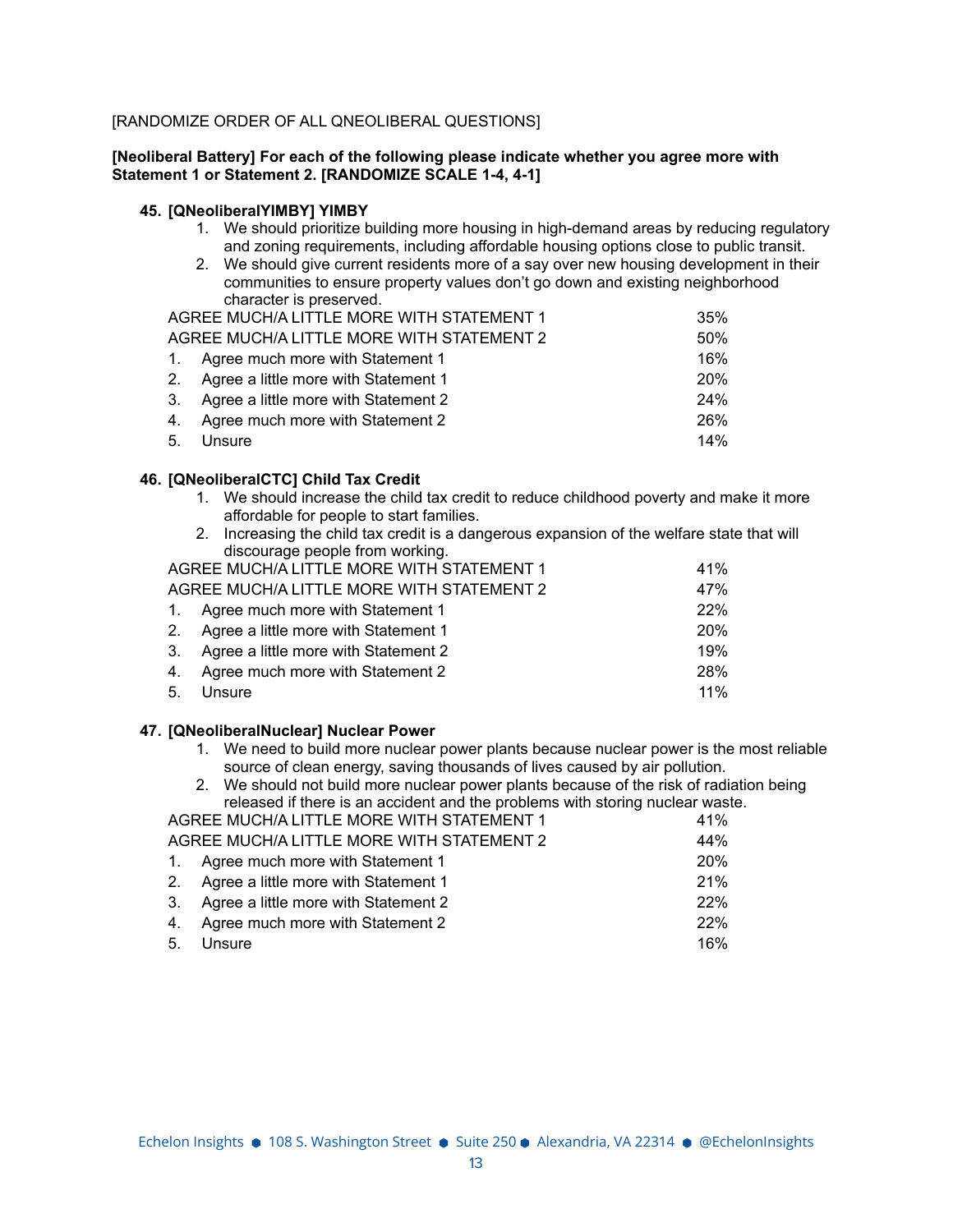[RANDOMIZE ORDER OF ALL QNEOLIBERAL QUESTIONS]

**[Neoliberal Battery] For each of the following please indicate whether you agree more with Statement 1 or Statement 2. [RANDOMIZE SCALE 1-4, 4-1]**

**45. [QNeoliberalYIMBY] YIMBY**

1. We should prioritize building more housing in high-demand areas by reducing regulatory and zoning requirements, including affordable housing options close to public transit.
2. We should give current residents more of a say over new housing development in their communities to ensure property values don't go down and existing neighborhood character is preserved.

| | |
|---|---|
| AGREE MUCH/A LITTLE MORE WITH STATEMENT 1 | 35% |
| AGREE MUCH/A LITTLE MORE WITH STATEMENT 2 | 50% |
| 1. Agree much more with Statement 1 | 16% |
| 2. Agree a little more with Statement 1 | 20% |
| 3. Agree a little more with Statement 2 | 24% |
| 4. Agree much more with Statement 2 | 26% |
| 5. Unsure | 14% |

**46. [QNeoliberalCTC] Child Tax Credit**

1. We should increase the child tax credit to reduce childhood poverty and make it more affordable for people to start families.
2. Increasing the child tax credit is a dangerous expansion of the welfare state that will discourage people from working.

| | |
|---|---|
| AGREE MUCH/A LITTLE MORE WITH STATEMENT 1 | 41% |
| AGREE MUCH/A LITTLE MORE WITH STATEMENT 2 | 47% |
| 1. Agree much more with Statement 1 | 22% |
| 2. Agree a little more with Statement 1 | 20% |
| 3. Agree a little more with Statement 2 | 19% |
| 4. Agree much more with Statement 2 | 28% |
| 5. Unsure | 11% |

**47. [QNeoliberalNuclear] Nuclear Power**

1. We need to build more nuclear power plants because nuclear power is the most reliable source of clean energy, saving thousands of lives caused by air pollution.
2. We should not build more nuclear power plants because of the risk of radiation being released if there is an accident and the problems with storing nuclear waste.

| | |
|---|---|
| AGREE MUCH/A LITTLE MORE WITH STATEMENT 1 | 41% |
| AGREE MUCH/A LITTLE MORE WITH STATEMENT 2 | 44% |
| 1. Agree much more with Statement 1 | 20% |
| 2. Agree a little more with Statement 1 | 21% |
| 3. Agree a little more with Statement 2 | 22% |
| 4. Agree much more with Statement 2 | 22% |
| 5. Unsure | 16% |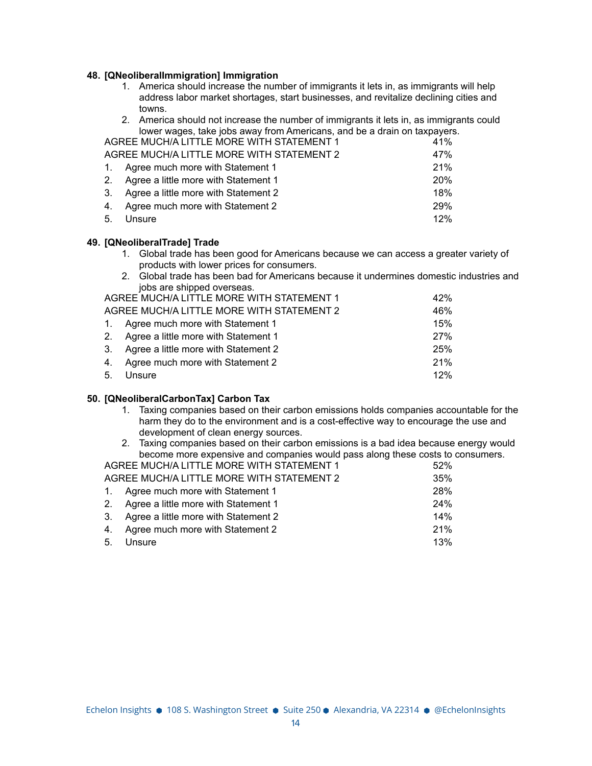**48. [QNeoliberalImmigration] Immigration**

1. America should increase the number of immigrants it lets in, as immigrants will help address labor market shortages, start businesses, and revitalize declining cities and towns.
2. America should not increase the number of immigrants it lets in, as immigrants could lower wages, take jobs away from Americans, and be a drain on taxpayers.

| | |
|---|---|
| AGREE MUCH/A LITTLE MORE WITH STATEMENT 1 | 41% |
| AGREE MUCH/A LITTLE MORE WITH STATEMENT 2 | 47% |
| 1. Agree much more with Statement 1 | 21% |
| 2. Agree a little more with Statement 1 | 20% |
| 3. Agree a little more with Statement 2 | 18% |
| 4. Agree much more with Statement 2 | 29% |
| 5. Unsure | 12% |

**49. [QNeoliberalTrade] Trade**

1. Global trade has been good for Americans because we can access a greater variety of products with lower prices for consumers.
2. Global trade has been bad for Americans because it undermines domestic industries and jobs are shipped overseas.

| | |
|---|---|
| AGREE MUCH/A LITTLE MORE WITH STATEMENT 1 | 42% |
| AGREE MUCH/A LITTLE MORE WITH STATEMENT 2 | 46% |
| 1. Agree much more with Statement 1 | 15% |
| 2. Agree a little more with Statement 1 | 27% |
| 3. Agree a little more with Statement 2 | 25% |
| 4. Agree much more with Statement 2 | 21% |
| 5. Unsure | 12% |

**50. [QNeoliberalCarbonTax] Carbon Tax**

1. Taxing companies based on their carbon emissions holds companies accountable for the harm they do to the environment and is a cost-effective way to encourage the use and development of clean energy sources.
2. Taxing companies based on their carbon emissions is a bad idea because energy would become more expensive and companies would pass along these costs to consumers.

| | |
|---|---|
| AGREE MUCH/A LITTLE MORE WITH STATEMENT 1 | 52% |
| AGREE MUCH/A LITTLE MORE WITH STATEMENT 2 | 35% |
| 1. Agree much more with Statement 1 | 28% |
| 2. Agree a little more with Statement 1 | 24% |
| 3. Agree a little more with Statement 2 | 14% |
| 4. Agree much more with Statement 2 | 21% |
| 5. Unsure | 13% |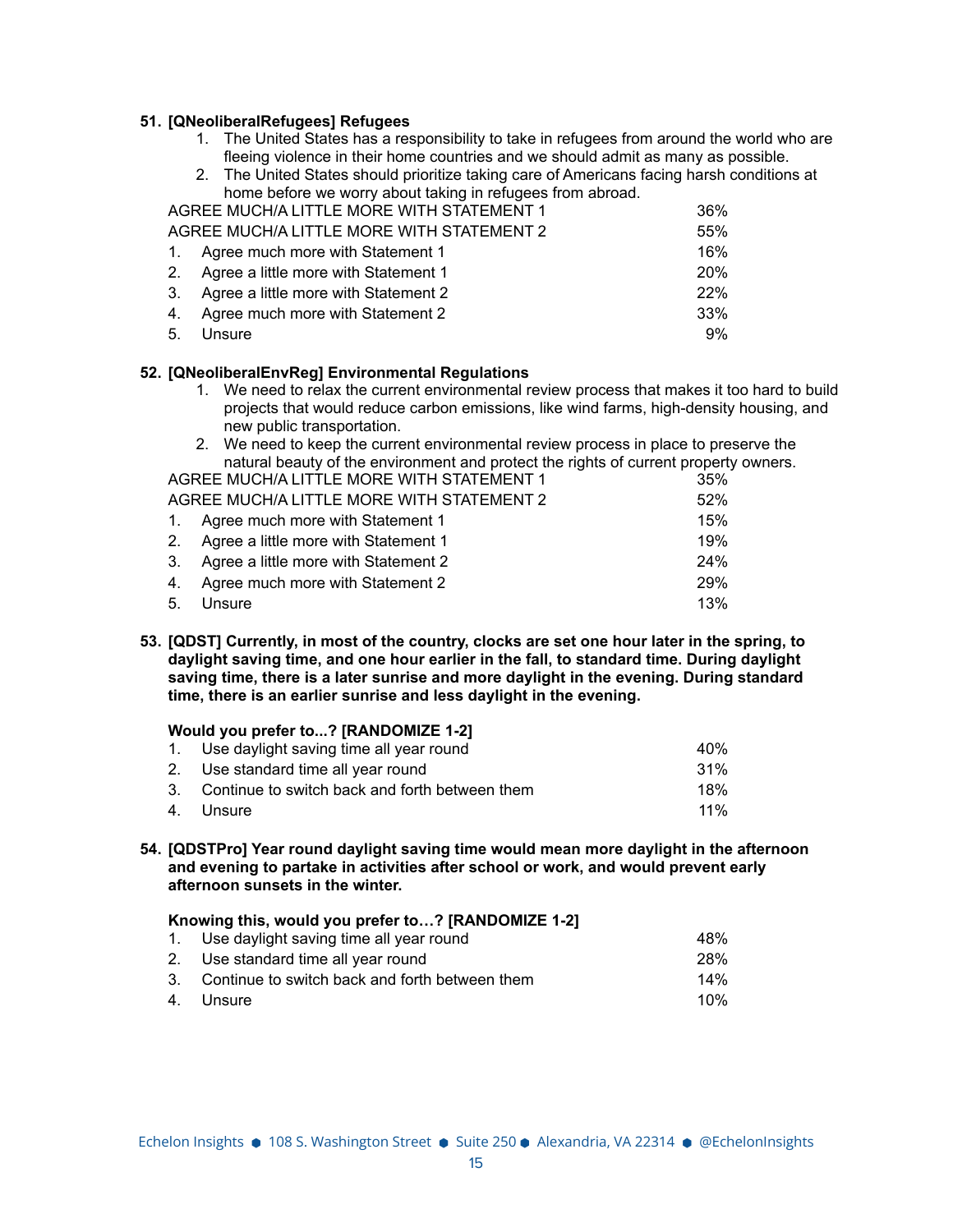**51. [QNeoliberalRefugees] Refugees**

1. The United States has a responsibility to take in refugees from around the world who are fleeing violence in their home countries and we should admit as many as possible.
2. The United States should prioritize taking care of Americans facing harsh conditions at home before we worry about taking in refugees from abroad.

| | |
|---|---|
| AGREE MUCH/A LITTLE MORE WITH STATEMENT 1 | 36% |
| AGREE MUCH/A LITTLE MORE WITH STATEMENT 2 | 55% |
| 1. Agree much more with Statement 1 | 16% |
| 2. Agree a little more with Statement 1 | 20% |
| 3. Agree a little more with Statement 2 | 22% |
| 4. Agree much more with Statement 2 | 33% |
| 5. Unsure | 9% |

**52. [QNeoliberalEnvReg] Environmental Regulations**

1. We need to relax the current environmental review process that makes it too hard to build projects that would reduce carbon emissions, like wind farms, high-density housing, and new public transportation.
2. We need to keep the current environmental review process in place to preserve the natural beauty of the environment and protect the rights of current property owners.

| | |
|---|---|
| AGREE MUCH/A LITTLE MORE WITH STATEMENT 1 | 35% |
| AGREE MUCH/A LITTLE MORE WITH STATEMENT 2 | 52% |
| 1. Agree much more with Statement 1 | 15% |
| 2. Agree a little more with Statement 1 | 19% |
| 3. Agree a little more with Statement 2 | 24% |
| 4. Agree much more with Statement 2 | 29% |
| 5. Unsure | 13% |

**53. [QDST] Currently, in most of the country, clocks are set one hour later in the spring, to daylight saving time, and one hour earlier in the fall, to standard time. During daylight saving time, there is a later sunrise and more daylight in the evening. During standard time, there is an earlier sunrise and less daylight in the evening.**

**Would you prefer to...? [RANDOMIZE 1-2]**

| | |
|---|---|
| 1. Use daylight saving time all year round | 40% |
| 2. Use standard time all year round | 31% |
| 3. Continue to switch back and forth between them | 18% |
| 4. Unsure | 11% |

**54. [QDSTPro] Year round daylight saving time would mean more daylight in the afternoon and evening to partake in activities after school or work, and would prevent early afternoon sunsets in the winter.**

**Knowing this, would you prefer to…? [RANDOMIZE 1-2]**

| | |
|---|---|
| 1. Use daylight saving time all year round | 48% |
| 2. Use standard time all year round | 28% |
| 3. Continue to switch back and forth between them | 14% |
| 4. Unsure | 10% |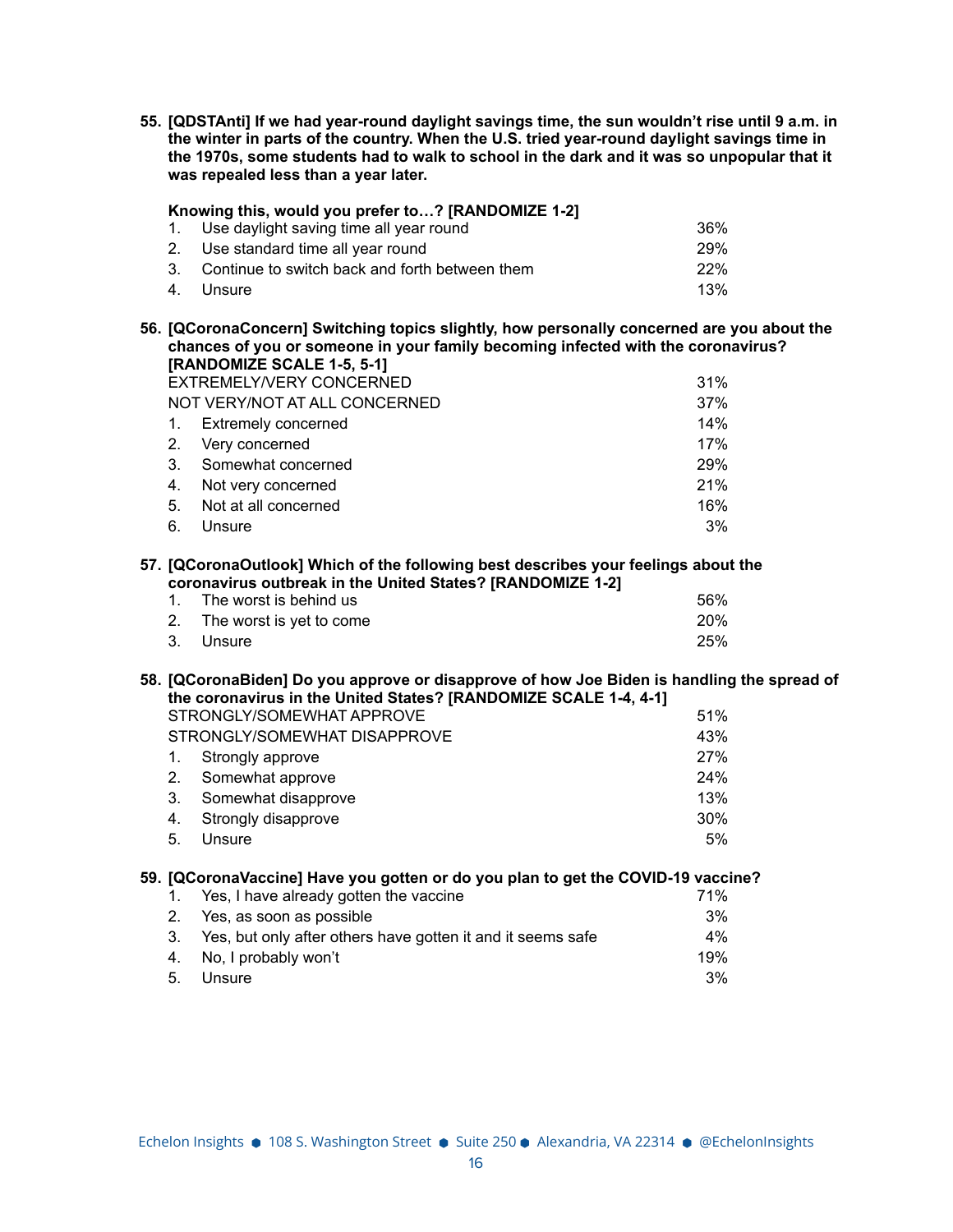**55. [QDSTAnti] If we had year-round daylight savings time, the sun wouldn't rise until 9 a.m. in the winter in parts of the country. When the U.S. tried year-round daylight savings time in the 1970s, some students had to walk to school in the dark and it was so unpopular that it was repealed less than a year later.**

**Knowing this, would you prefer to…? [RANDOMIZE 1-2]**

| | |
|---|---|
| 1. Use daylight saving time all year round | 36% |
| 2. Use standard time all year round | 29% |
| 3. Continue to switch back and forth between them | 22% |
| 4. Unsure | 13% |

**56. [QCoronaConcern] Switching topics slightly, how personally concerned are you about the chances of you or someone in your family becoming infected with the coronavirus? [RANDOMIZE SCALE 1-5, 5-1]**

| | |
|---|---|
| EXTREMELY/VERY CONCERNED | 31% |
| NOT VERY/NOT AT ALL CONCERNED | 37% |
| 1. Extremely concerned | 14% |
| 2. Very concerned | 17% |
| 3. Somewhat concerned | 29% |
| 4. Not very concerned | 21% |
| 5. Not at all concerned | 16% |
| 6. Unsure | 3% |

**57. [QCoronaOutlook] Which of the following best describes your feelings about the coronavirus outbreak in the United States? [RANDOMIZE 1-2]**

| | |
|---|---|
| 1. The worst is behind us | 56% |
| 2. The worst is yet to come | 20% |
| 3. Unsure | 25% |

**58. [QCoronaBiden] Do you approve or disapprove of how Joe Biden is handling the spread of the coronavirus in the United States? [RANDOMIZE SCALE 1-4, 4-1]**

| | |
|---|---|
| STRONGLY/SOMEWHAT APPROVE | 51% |
| STRONGLY/SOMEWHAT DISAPPROVE | 43% |
| 1. Strongly approve | 27% |
| 2. Somewhat approve | 24% |
| 3. Somewhat disapprove | 13% |
| 4. Strongly disapprove | 30% |
| 5. Unsure | 5% |

**59. [QCoronaVaccine] Have you gotten or do you plan to get the COVID-19 vaccine?**

| | |
|---|---|
| 1. Yes, I have already gotten the vaccine | 71% |
| 2. Yes, as soon as possible | 3% |
| 3. Yes, but only after others have gotten it and it seems safe | 4% |
| 4. No, I probably won't | 19% |
| 5. Unsure | 3% |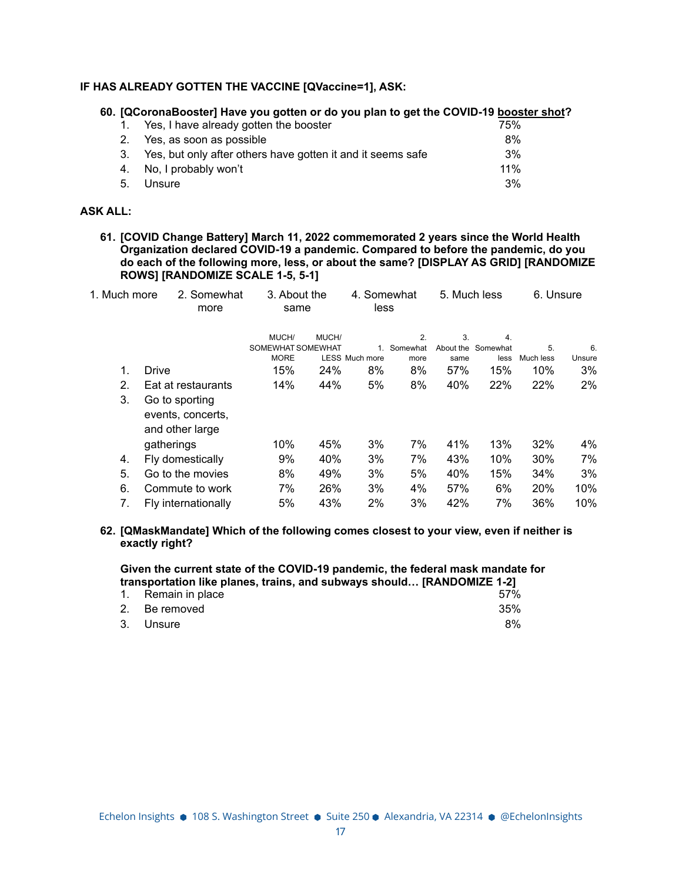**IF HAS ALREADY GOTTEN THE VACCINE [QVaccine=1], ASK:**

**60. [QCoronaBooster] Have you gotten or do you plan to get the COVID-19 booster shot?**

| | | |
|---|---|---|
| 1. | Yes, I have already gotten the booster | 75% |
| 2. | Yes, as soon as possible | 8% |
| 3. | Yes, but only after others have gotten it and it seems safe | 3% |
| 4. | No, I probably won't | 11% |
| 5. | Unsure | 3% |

**ASK ALL:**

**61. [COVID Change Battery] March 11, 2022 commemorated 2 years since the World Health Organization declared COVID-19 a pandemic. Compared to before the pandemic, do you do each of the following more, less, or about the same? [DISPLAY AS GRID] [RANDOMIZE ROWS] [RANDOMIZE SCALE 1-5, 5-1]**

1. Much more 2. Somewhat more 3. About the same 4. Somewhat less 5. Much less 6. Unsure

| | | MUCH/ SOMEWHAT MORE | MUCH/ SOMEWHAT LESS | 1. Much more | 2. Somewhat more | 3. About the same | 4. Somewhat less | 5. Much less | 6. Unsure |
|---|---|---|---|---|---|---|---|---|---|
| 1. | Drive | 15% | 24% | 8% | 8% | 57% | 15% | 10% | 3% |
| 2. | Eat at restaurants | 14% | 44% | 5% | 8% | 40% | 22% | 22% | 2% |
| 3. | Go to sporting events, concerts, and other large gatherings | 10% | 45% | 3% | 7% | 41% | 13% | 32% | 4% |
| 4. | Fly domestically | 9% | 40% | 3% | 7% | 43% | 10% | 30% | 7% |
| 5. | Go to the movies | 8% | 49% | 3% | 5% | 40% | 15% | 34% | 3% |
| 6. | Commute to work | 7% | 26% | 3% | 4% | 57% | 6% | 20% | 10% |
| 7. | Fly internationally | 5% | 43% | 2% | 3% | 42% | 7% | 36% | 10% |

**62. [QMaskMandate] Which of the following comes closest to your view, even if neither is exactly right?**

**Given the current state of the COVID-19 pandemic, the federal mask mandate for transportation like planes, trains, and subways should… [RANDOMIZE 1-2]**

| | | |
|---|---|---|
| 1. | Remain in place | 57% |
| 2. | Be removed | 35% |
| 3. | Unsure | 8% |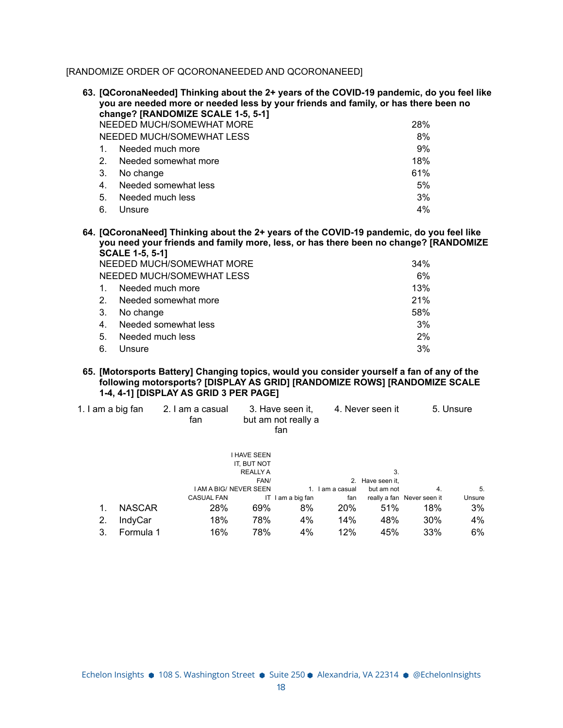[RANDOMIZE ORDER OF QCORONANEEDED AND QCORONANEED]

**63. [QCoronaNeeded] Thinking about the 2+ years of the COVID-19 pandemic, do you feel like you are needed more or needed less by your friends and family, or has there been no change? [RANDOMIZE SCALE 1-5, 5-1]**

| | |
|---|---|
| NEEDED MUCH/SOMEWHAT MORE | 28% |
| NEEDED MUCH/SOMEWHAT LESS | 8% |
| 1. Needed much more | 9% |
| 2. Needed somewhat more | 18% |
| 3. No change | 61% |
| 4. Needed somewhat less | 5% |
| 5. Needed much less | 3% |
| 6. Unsure | 4% |

**64. [QCoronaNeed] Thinking about the 2+ years of the COVID-19 pandemic, do you feel like you need your friends and family more, less, or has there been no change? [RANDOMIZE SCALE 1-5, 5-1]**

| | |
|---|---|
| NEEDED MUCH/SOMEWHAT MORE | 34% |
| NEEDED MUCH/SOMEWHAT LESS | 6% |
| 1. Needed much more | 13% |
| 2. Needed somewhat more | 21% |
| 3. No change | 58% |
| 4. Needed somewhat less | 3% |
| 5. Needed much less | 2% |
| 6. Unsure | 3% |

**65. [Motorsports Battery] Changing topics, would you consider yourself a fan of any of the following motorsports? [DISPLAY AS GRID] [RANDOMIZE ROWS] [RANDOMIZE SCALE 1-4, 4-1] [DISPLAY AS GRID 3 PER PAGE]**

1. I am a big fan
2. I am a casual fan
3. Have seen it, but am not really a fan
4. Never seen it
5. Unsure

| | I AM A BIG/ CASUAL FAN | I HAVE SEEN IT, BUT NOT REALLY A FAN/ NEVER SEEN IT | 1. I am a big fan | 2. I am a casual fan | 3. Have seen it, but am not really a fan | 4. Never seen it | 5. Unsure |
|---|---|---|---|---|---|---|---|
| 1. NASCAR | 28% | 69% | 8% | 20% | 51% | 18% | 3% |
| 2. IndyCar | 18% | 78% | 4% | 14% | 48% | 30% | 4% |
| 3. Formula 1 | 16% | 78% | 4% | 12% | 45% | 33% | 6% |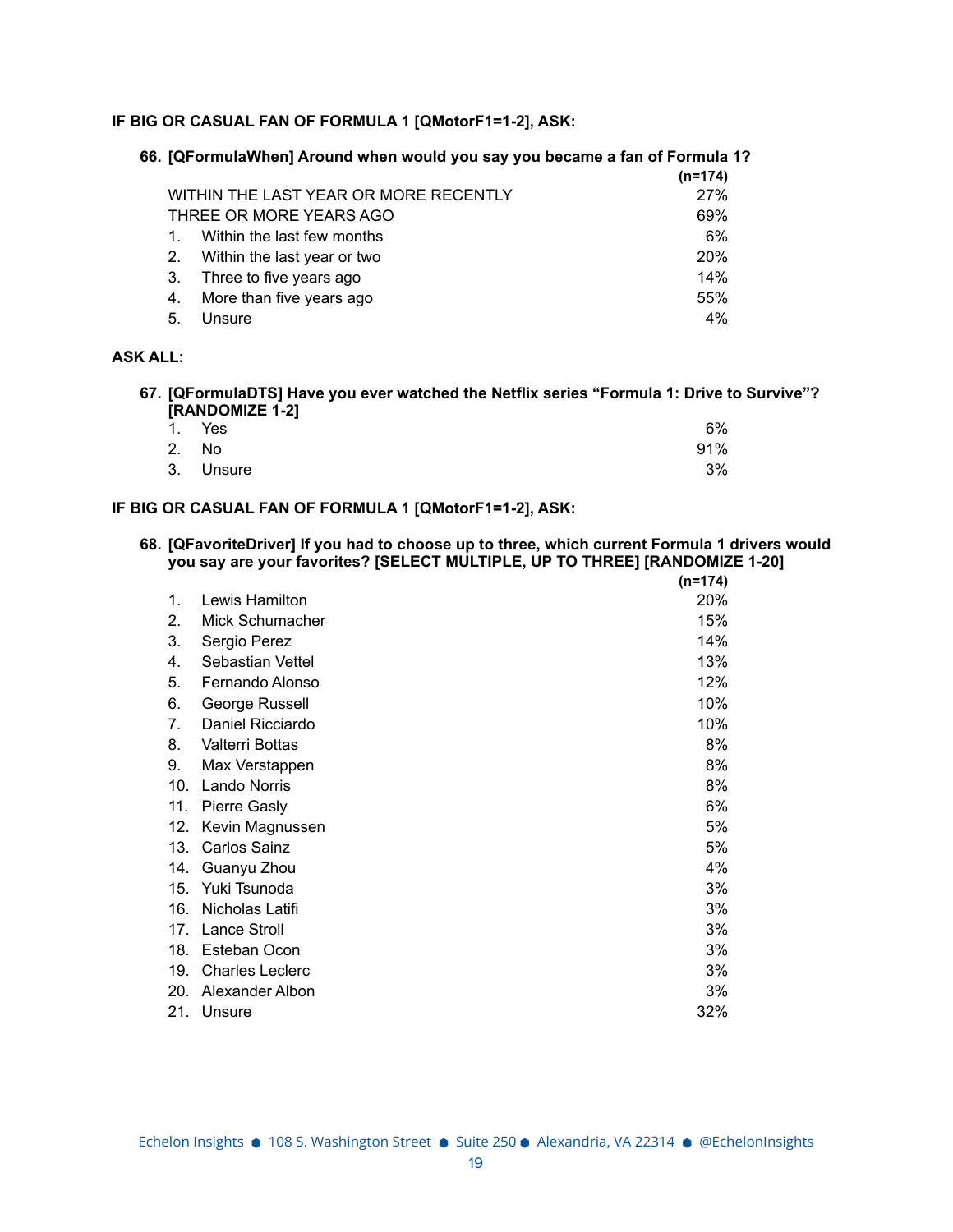**IF BIG OR CASUAL FAN OF FORMULA 1 [QMotorF1=1-2], ASK:**

**66. [QFormulaWhen] Around when would you say you became a fan of Formula 1?**

| | (n=174) |
|---|---|
| WITHIN THE LAST YEAR OR MORE RECENTLY | 27% |
| THREE OR MORE YEARS AGO | 69% |
| 1. Within the last few months | 6% |
| 2. Within the last year or two | 20% |
| 3. Three to five years ago | 14% |
| 4. More than five years ago | 55% |
| 5. Unsure | 4% |

**ASK ALL:**

**67. [QFormulaDTS] Have you ever watched the Netflix series “Formula 1: Drive to Survive”? [RANDOMIZE 1-2]**

| | |
|---|---|
| 1. Yes | 6% |
| 2. No | 91% |
| 3. Unsure | 3% |

**IF BIG OR CASUAL FAN OF FORMULA 1 [QMotorF1=1-2], ASK:**

**68. [QFavoriteDriver] If you had to choose up to three, which current Formula 1 drivers would you say are your favorites? [SELECT MULTIPLE, UP TO THREE] [RANDOMIZE 1-20]**

| | (n=174) |
|---|---|
| 1. Lewis Hamilton | 20% |
| 2. Mick Schumacher | 15% |
| 3. Sergio Perez | 14% |
| 4. Sebastian Vettel | 13% |
| 5. Fernando Alonso | 12% |
| 6. George Russell | 10% |
| 7. Daniel Ricciardo | 10% |
| 8. Valterri Bottas | 8% |
| 9. Max Verstappen | 8% |
| 10. Lando Norris | 8% |
| 11. Pierre Gasly | 6% |
| 12. Kevin Magnussen | 5% |
| 13. Carlos Sainz | 5% |
| 14. Guanyu Zhou | 4% |
| 15. Yuki Tsunoda | 3% |
| 16. Nicholas Latifi | 3% |
| 17. Lance Stroll | 3% |
| 18. Esteban Ocon | 3% |
| 19. Charles Leclerc | 3% |
| 20. Alexander Albon | 3% |
| 21. Unsure | 32% |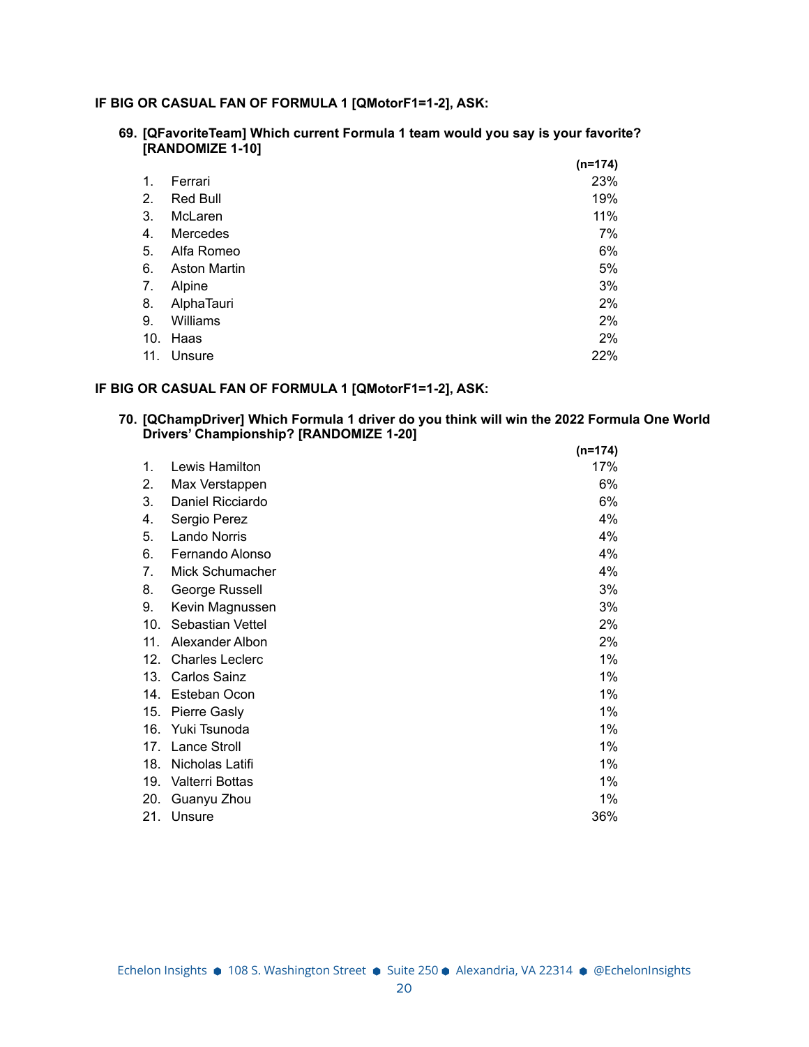**IF BIG OR CASUAL FAN OF FORMULA 1 [QMotorF1=1-2], ASK:**

**69. [QFavoriteTeam] Which current Formula 1 team would you say is your favorite? [RANDOMIZE 1-10]**

| | | (n=174) |
|---|---|---|
| 1. | Ferrari | 23% |
| 2. | Red Bull | 19% |
| 3. | McLaren | 11% |
| 4. | Mercedes | 7% |
| 5. | Alfa Romeo | 6% |
| 6. | Aston Martin | 5% |
| 7. | Alpine | 3% |
| 8. | AlphaTauri | 2% |
| 9. | Williams | 2% |
| 10. | Haas | 2% |
| 11. | Unsure | 22% |

**IF BIG OR CASUAL FAN OF FORMULA 1 [QMotorF1=1-2], ASK:**

**70. [QChampDriver] Which Formula 1 driver do you think will win the 2022 Formula One World Drivers' Championship? [RANDOMIZE 1-20]**

| | | (n=174) |
|---|---|---|
| 1. | Lewis Hamilton | 17% |
| 2. | Max Verstappen | 6% |
| 3. | Daniel Ricciardo | 6% |
| 4. | Sergio Perez | 4% |
| 5. | Lando Norris | 4% |
| 6. | Fernando Alonso | 4% |
| 7. | Mick Schumacher | 4% |
| 8. | George Russell | 3% |
| 9. | Kevin Magnussen | 3% |
| 10. | Sebastian Vettel | 2% |
| 11. | Alexander Albon | 2% |
| 12. | Charles Leclerc | 1% |
| 13. | Carlos Sainz | 1% |
| 14. | Esteban Ocon | 1% |
| 15. | Pierre Gasly | 1% |
| 16. | Yuki Tsunoda | 1% |
| 17. | Lance Stroll | 1% |
| 18. | Nicholas Latifi | 1% |
| 19. | Valterri Bottas | 1% |
| 20. | Guanyu Zhou | 1% |
| 21. | Unsure | 36% |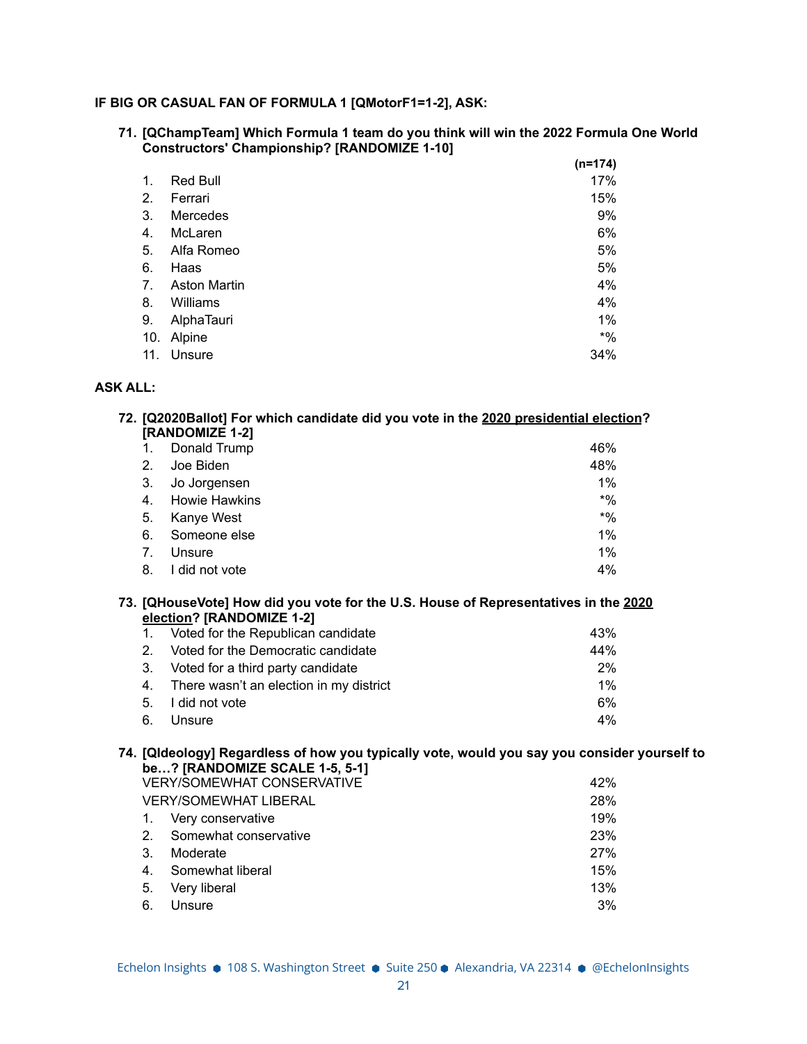**IF BIG OR CASUAL FAN OF FORMULA 1 [QMotorF1=1-2], ASK:**

**71. [QChampTeam] Which Formula 1 team do you think will win the 2022 Formula One World Constructors' Championship? [RANDOMIZE 1-10]**

| | | (n=174) |
|---|---|---|
| 1. | Red Bull | 17% |
| 2. | Ferrari | 15% |
| 3. | Mercedes | 9% |
| 4. | McLaren | 6% |
| 5. | Alfa Romeo | 5% |
| 6. | Haas | 5% |
| 7. | Aston Martin | 4% |
| 8. | Williams | 4% |
| 9. | AlphaTauri | 1% |
| 10. | Alpine | *% |
| 11. | Unsure | 34% |

**ASK ALL:**

**72. [Q2020Ballot] For which candidate did you vote in the <u>2020 presidential election</u>? [RANDOMIZE 1-2]**

| | | |
|---|---|---|
| 1. | Donald Trump | 46% |
| 2. | Joe Biden | 48% |
| 3. | Jo Jorgensen | 1% |
| 4. | Howie Hawkins | *% |
| 5. | Kanye West | *% |
| 6. | Someone else | 1% |
| 7. | Unsure | 1% |
| 8. | I did not vote | 4% |

**73. [QHouseVote] How did you vote for the U.S. House of Representatives in the <u>2020 election</u>? [RANDOMIZE 1-2]**

| | | |
|---|---|---|
| 1. | Voted for the Republican candidate | 43% |
| 2. | Voted for the Democratic candidate | 44% |
| 3. | Voted for a third party candidate | 2% |
| 4. | There wasn't an election in my district | 1% |
| 5. | I did not vote | 6% |
| 6. | Unsure | 4% |

**74. [QIdeology] Regardless of how you typically vote, would you say you consider yourself to be…? [RANDOMIZE SCALE 1-5, 5-1]**

| | | |
|---|---|---|
| VERY/SOMEWHAT CONSERVATIVE | | 42% |
| VERY/SOMEWHAT LIBERAL | | 28% |
| 1. | Very conservative | 19% |
| 2. | Somewhat conservative | 23% |
| 3. | Moderate | 27% |
| 4. | Somewhat liberal | 15% |
| 5. | Very liberal | 13% |
| 6. | Unsure | 3% |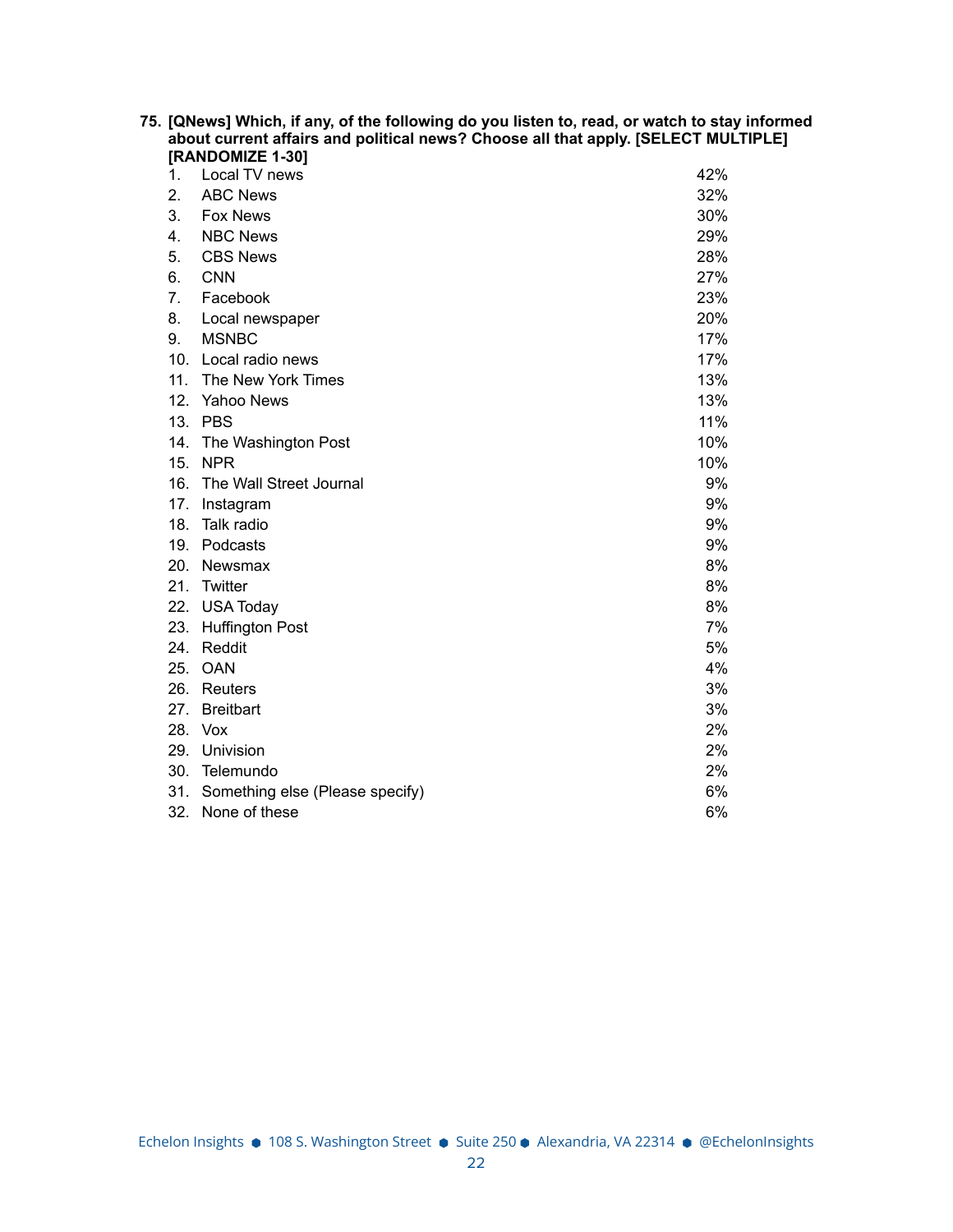**75. [QNews] Which, if any, of the following do you listen to, read, or watch to stay informed about current affairs and political news? Choose all that apply. [SELECT MULTIPLE] [RANDOMIZE 1-30]**

| | | |
|---|---|---|
| 1. | Local TV news | 42% |
| 2. | ABC News | 32% |
| 3. | Fox News | 30% |
| 4. | NBC News | 29% |
| 5. | CBS News | 28% |
| 6. | CNN | 27% |
| 7. | Facebook | 23% |
| 8. | Local newspaper | 20% |
| 9. | MSNBC | 17% |
| 10. | Local radio news | 17% |
| 11. | The New York Times | 13% |
| 12. | Yahoo News | 13% |
| 13. | PBS | 11% |
| 14. | The Washington Post | 10% |
| 15. | NPR | 10% |
| 16. | The Wall Street Journal | 9% |
| 17. | Instagram | 9% |
| 18. | Talk radio | 9% |
| 19. | Podcasts | 9% |
| 20. | Newsmax | 8% |
| 21. | Twitter | 8% |
| 22. | USA Today | 8% |
| 23. | Huffington Post | 7% |
| 24. | Reddit | 5% |
| 25. | OAN | 4% |
| 26. | Reuters | 3% |
| 27. | Breitbart | 3% |
| 28. | Vox | 2% |
| 29. | Univision | 2% |
| 30. | Telemundo | 2% |
| 31. | Something else (Please specify) | 6% |
| 32. | None of these | 6% |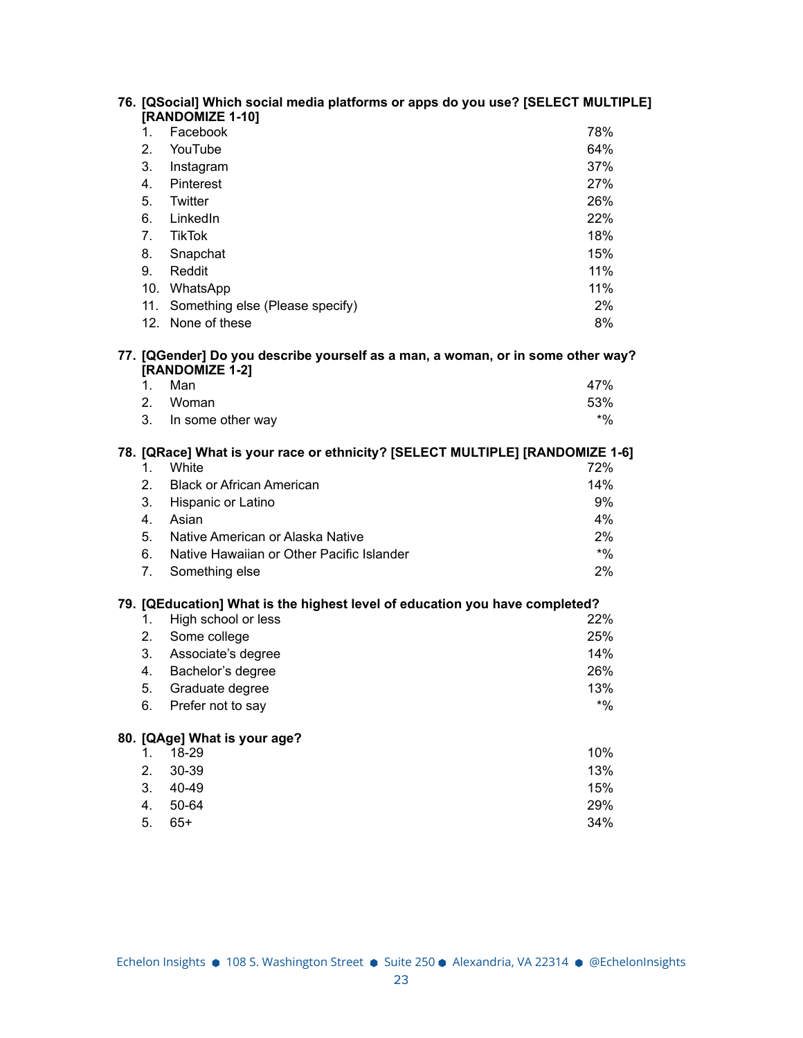**76. [QSocial] Which social media platforms or apps do you use? [SELECT MULTIPLE] [RANDOMIZE 1-10]**

| | | |
|---|---|---|
| 1. | Facebook | 78% |
| 2. | YouTube | 64% |
| 3. | Instagram | 37% |
| 4. | Pinterest | 27% |
| 5. | Twitter | 26% |
| 6. | LinkedIn | 22% |
| 7. | TikTok | 18% |
| 8. | Snapchat | 15% |
| 9. | Reddit | 11% |
| 10. | WhatsApp | 11% |
| 11. | Something else (Please specify) | 2% |
| 12. | None of these | 8% |

**77. [QGender] Do you describe yourself as a man, a woman, or in some other way? [RANDOMIZE 1-2]**

| | | |
|---|---|---|
| 1. | Man | 47% |
| 2. | Woman | 53% |
| 3. | In some other way | *% |

**78. [QRace] What is your race or ethnicity? [SELECT MULTIPLE] [RANDOMIZE 1-6]**

| | | |
|---|---|---|
| 1. | White | 72% |
| 2. | Black or African American | 14% |
| 3. | Hispanic or Latino | 9% |
| 4. | Asian | 4% |
| 5. | Native American or Alaska Native | 2% |
| 6. | Native Hawaiian or Other Pacific Islander | *% |
| 7. | Something else | 2% |

**79. [QEducation] What is the highest level of education you have completed?**

| | | |
|---|---|---|
| 1. | High school or less | 22% |
| 2. | Some college | 25% |
| 3. | Associate's degree | 14% |
| 4. | Bachelor's degree | 26% |
| 5. | Graduate degree | 13% |
| 6. | Prefer not to say | *% |

**80. [QAge] What is your age?**

| | | |
|---|---|---|
| 1. | 18-29 | 10% |
| 2. | 30-39 | 13% |
| 3. | 40-49 | 15% |
| 4. | 50-64 | 29% |
| 5. | 65+ | 34% |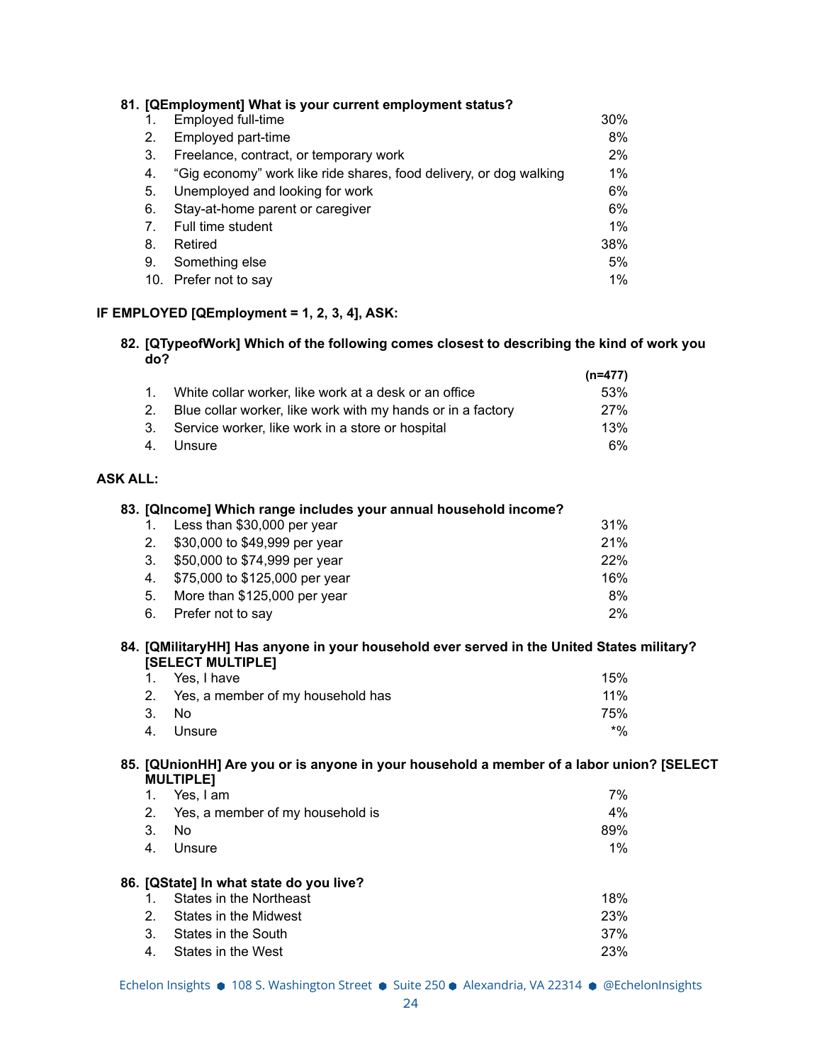**81. [QEmployment] What is your current employment status?**

| | | |
|---|---|---|
| 1. | Employed full-time | 30% |
| 2. | Employed part-time | 8% |
| 3. | Freelance, contract, or temporary work | 2% |
| 4. | "Gig economy" work like ride shares, food delivery, or dog walking | 1% |
| 5. | Unemployed and looking for work | 6% |
| 6. | Stay-at-home parent or caregiver | 6% |
| 7. | Full time student | 1% |
| 8. | Retired | 38% |
| 9. | Something else | 5% |
| 10. | Prefer not to say | 1% |

**IF EMPLOYED [QEmployment = 1, 2, 3, 4], ASK:**

**82. [QTypeofWork] Which of the following comes closest to describing the kind of work you do?**

| | | (n=477) |
|---|---|---|
| 1. | White collar worker, like work at a desk or an office | 53% |
| 2. | Blue collar worker, like work with my hands or in a factory | 27% |
| 3. | Service worker, like work in a store or hospital | 13% |
| 4. | Unsure | 6% |

**ASK ALL:**

**83. [QIncome] Which range includes your annual household income?**

| | | |
|---|---|---|
| 1. | Less than $30,000 per year | 31% |
| 2. | $30,000 to $49,999 per year | 21% |
| 3. | $50,000 to $74,999 per year | 22% |
| 4. | $75,000 to $125,000 per year | 16% |
| 5. | More than $125,000 per year | 8% |
| 6. | Prefer not to say | 2% |

**84. [QMilitaryHH] Has anyone in your household ever served in the United States military? [SELECT MULTIPLE]**

| | | |
|---|---|---|
| 1. | Yes, I have | 15% |
| 2. | Yes, a member of my household has | 11% |
| 3. | No | 75% |
| 4. | Unsure | *% |

**85. [QUnionHH] Are you or is anyone in your household a member of a labor union? [SELECT MULTIPLE]**

| | | |
|---|---|---|
| 1. | Yes, I am | 7% |
| 2. | Yes, a member of my household is | 4% |
| 3. | No | 89% |
| 4. | Unsure | 1% |

**86. [QState] In what state do you live?**

| | | |
|---|---|---|
| 1. | States in the Northeast | 18% |
| 2. | States in the Midwest | 23% |
| 3. | States in the South | 37% |
| 4. | States in the West | 23% |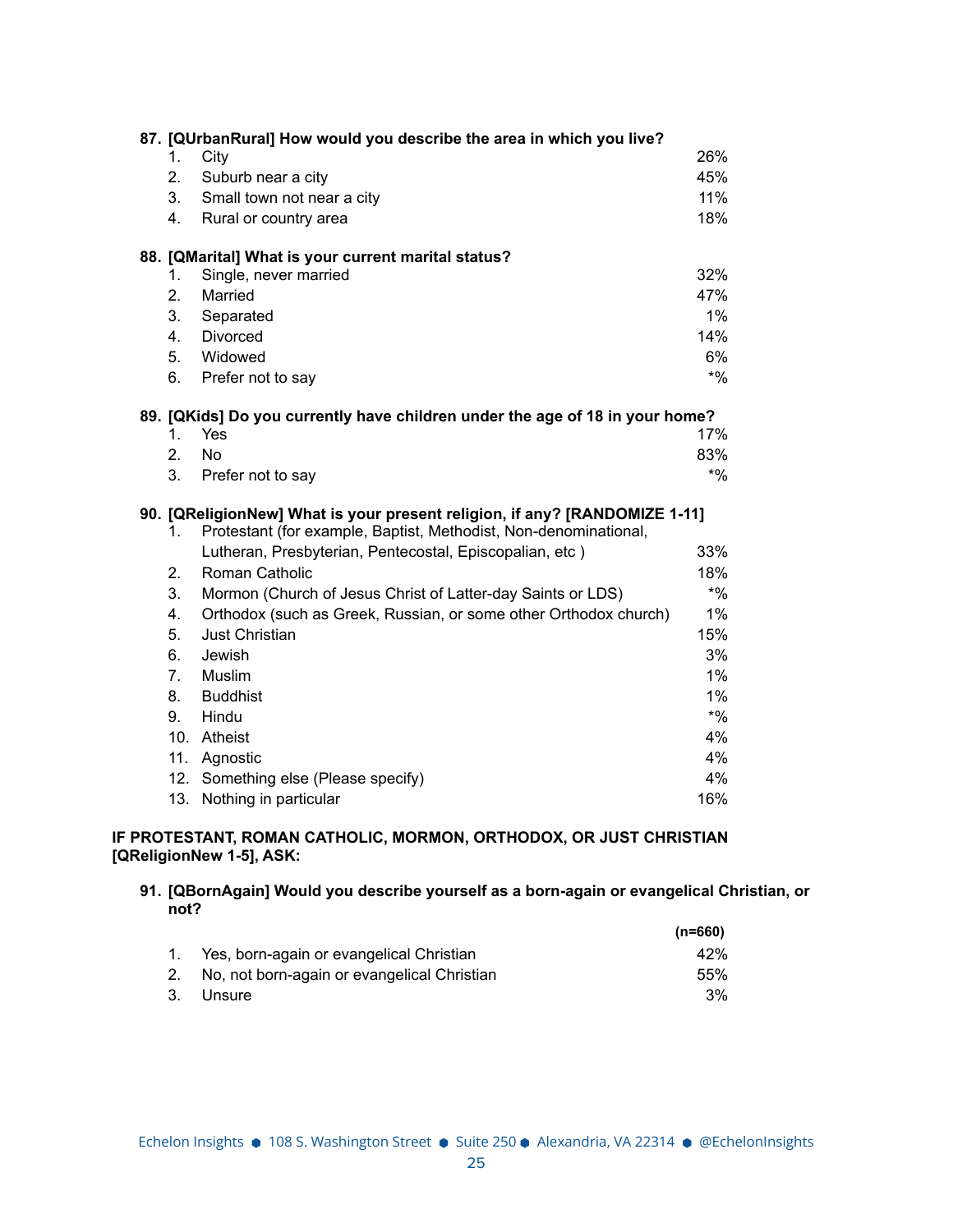**87. [QUrbanRural] How would you describe the area in which you live?**

| | | |
|---|---|---|
| 1. | City | 26% |
| 2. | Suburb near a city | 45% |
| 3. | Small town not near a city | 11% |
| 4. | Rural or country area | 18% |

**88. [QMarital] What is your current marital status?**

| | | |
|---|---|---|
| 1. | Single, never married | 32% |
| 2. | Married | 47% |
| 3. | Separated | 1% |
| 4. | Divorced | 14% |
| 5. | Widowed | 6% |
| 6. | Prefer not to say | *% |

**89. [QKids] Do you currently have children under the age of 18 in your home?**

| | | |
|---|---|---|
| 1. | Yes | 17% |
| 2. | No | 83% |
| 3. | Prefer not to say | *% |

**90. [QReligionNew] What is your present religion, if any? [RANDOMIZE 1-11]**

| | | |
|---|---|---|
| 1. | Protestant (for example, Baptist, Methodist, Non-denominational, Lutheran, Presbyterian, Pentecostal, Episcopalian, etc ) | 33% |
| 2. | Roman Catholic | 18% |
| 3. | Mormon (Church of Jesus Christ of Latter-day Saints or LDS) | *% |
| 4. | Orthodox (such as Greek, Russian, or some other Orthodox church) | 1% |
| 5. | Just Christian | 15% |
| 6. | Jewish | 3% |
| 7. | Muslim | 1% |
| 8. | Buddhist | 1% |
| 9. | Hindu | *% |
| 10. | Atheist | 4% |
| 11. | Agnostic | 4% |
| 12. | Something else (Please specify) | 4% |
| 13. | Nothing in particular | 16% |

**IF PROTESTANT, ROMAN CATHOLIC, MORMON, ORTHODOX, OR JUST CHRISTIAN [QReligionNew 1-5], ASK:**

**91. [QBornAgain] Would you describe yourself as a born-again or evangelical Christian, or not?**

| | | (n=660) |
|---|---|---|
| 1. | Yes, born-again or evangelical Christian | 42% |
| 2. | No, not born-again or evangelical Christian | 55% |
| 3. | Unsure | 3% |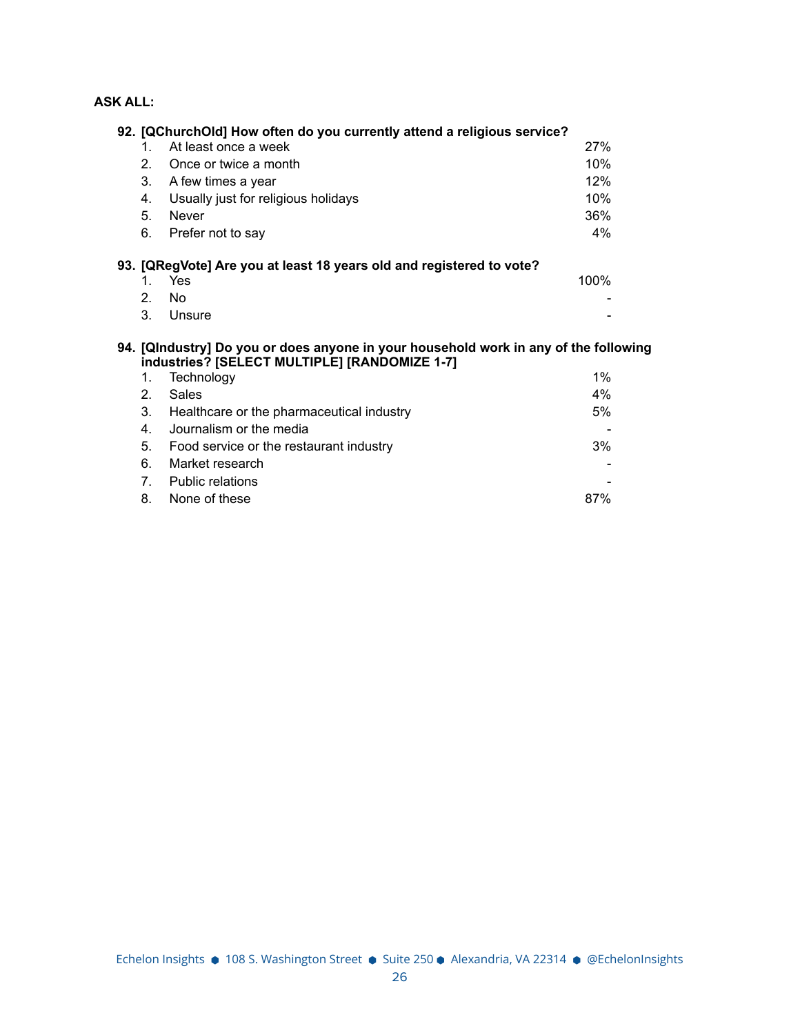**ASK ALL:**

**92. [QChurchOld] How often do you currently attend a religious service?**

| | | |
|---|---|---|
| 1. | At least once a week | 27% |
| 2. | Once or twice a month | 10% |
| 3. | A few times a year | 12% |
| 4. | Usually just for religious holidays | 10% |
| 5. | Never | 36% |
| 6. | Prefer not to say | 4% |

**93. [QRegVote] Are you at least 18 years old and registered to vote?**

| | | |
|---|---|---|
| 1. | Yes | 100% |
| 2. | No | - |
| 3. | Unsure | - |

**94. [QIndustry] Do you or does anyone in your household work in any of the following industries? [SELECT MULTIPLE] [RANDOMIZE 1-7]**

| | | |
|---|---|---|
| 1. | Technology | 1% |
| 2. | Sales | 4% |
| 3. | Healthcare or the pharmaceutical industry | 5% |
| 4. | Journalism or the media | - |
| 5. | Food service or the restaurant industry | 3% |
| 6. | Market research | - |
| 7. | Public relations | - |
| 8. | None of these | 87% |